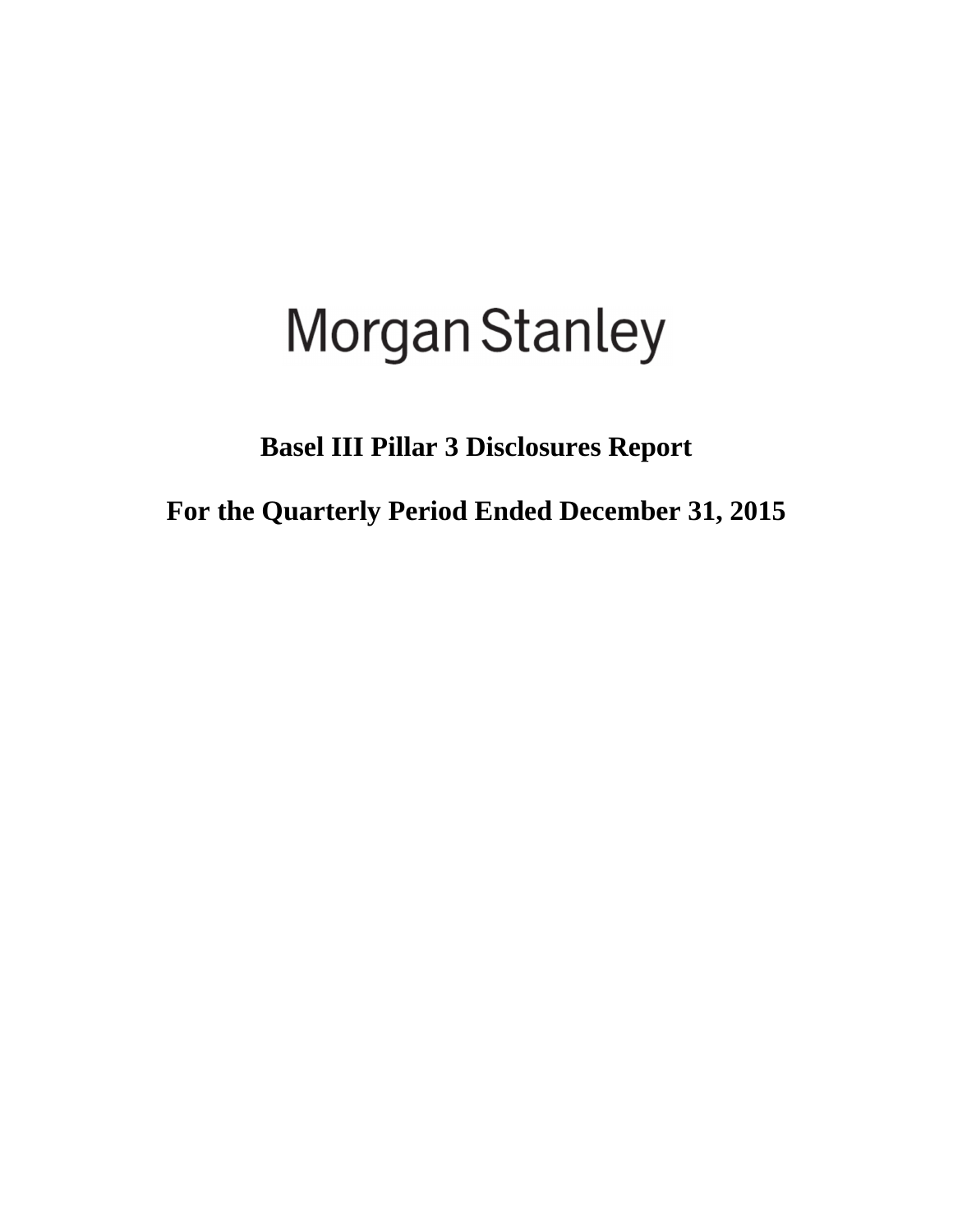# Morgan Stanley

## Basel III Pillar 3 Disclosures Report

## For the Quarterly Period Ended December 31, 2015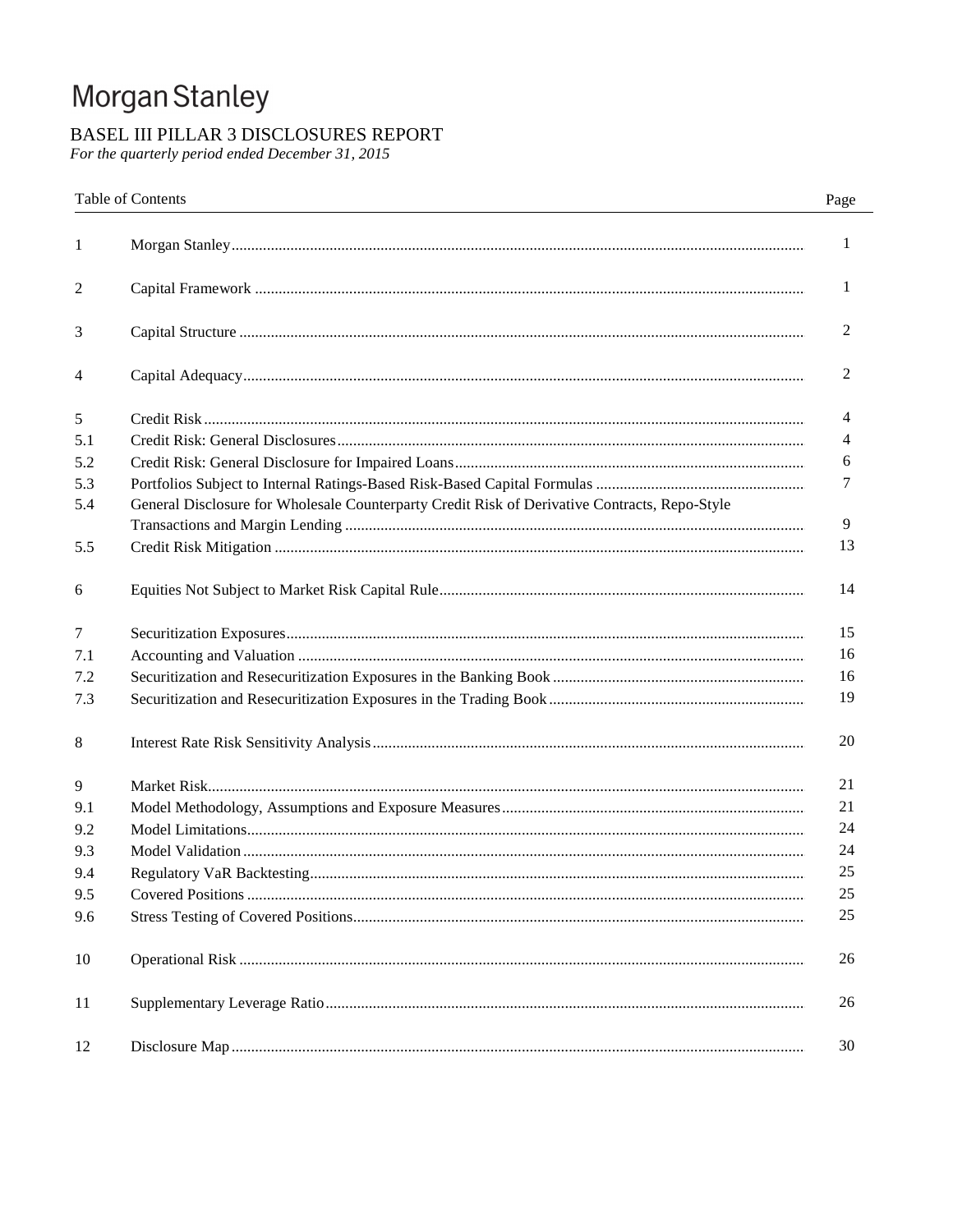# Morgan Stanley

## BASEL III PILLAR 3 DISCLOSURES REPORT

*For the quarterly period ended December 31, 2015*

| Table of Contents | | Page |
|---|---|---|
| 1 | Morgan Stanley | 1 |
| 2 | Capital Framework | 1 |
| 3 | Capital Structure | 2 |
| 4 | Capital Adequacy | 2 |
| 5 | Credit Risk | 4 |
| 5.1 | Credit Risk: General Disclosures | 4 |
| 5.2 | Credit Risk: General Disclosure for Impaired Loans | 6 |
| 5.3 | Portfolios Subject to Internal Ratings-Based Risk-Based Capital Formulas | 7 |
| 5.4 | General Disclosure for Wholesale Counterparty Credit Risk of Derivative Contracts, Repo-Style Transactions and Margin Lending | 9 |
| 5.5 | Credit Risk Mitigation | 13 |
| 6 | Equities Not Subject to Market Risk Capital Rule | 14 |
| 7 | Securitization Exposures | 15 |
| 7.1 | Accounting and Valuation | 16 |
| 7.2 | Securitization and Resecuritization Exposures in the Banking Book | 16 |
| 7.3 | Securitization and Resecuritization Exposures in the Trading Book | 19 |
| 8 | Interest Rate Risk Sensitivity Analysis | 20 |
| 9 | Market Risk | 21 |
| 9.1 | Model Methodology, Assumptions and Exposure Measures | 21 |
| 9.2 | Model Limitations | 24 |
| 9.3 | Model Validation | 24 |
| 9.4 | Regulatory VaR Backtesting | 25 |
| 9.5 | Covered Positions | 25 |
| 9.6 | Stress Testing of Covered Positions | 25 |
| 10 | Operational Risk | 26 |
| 11 | Supplementary Leverage Ratio | 26 |
| 12 | Disclosure Map | 30 |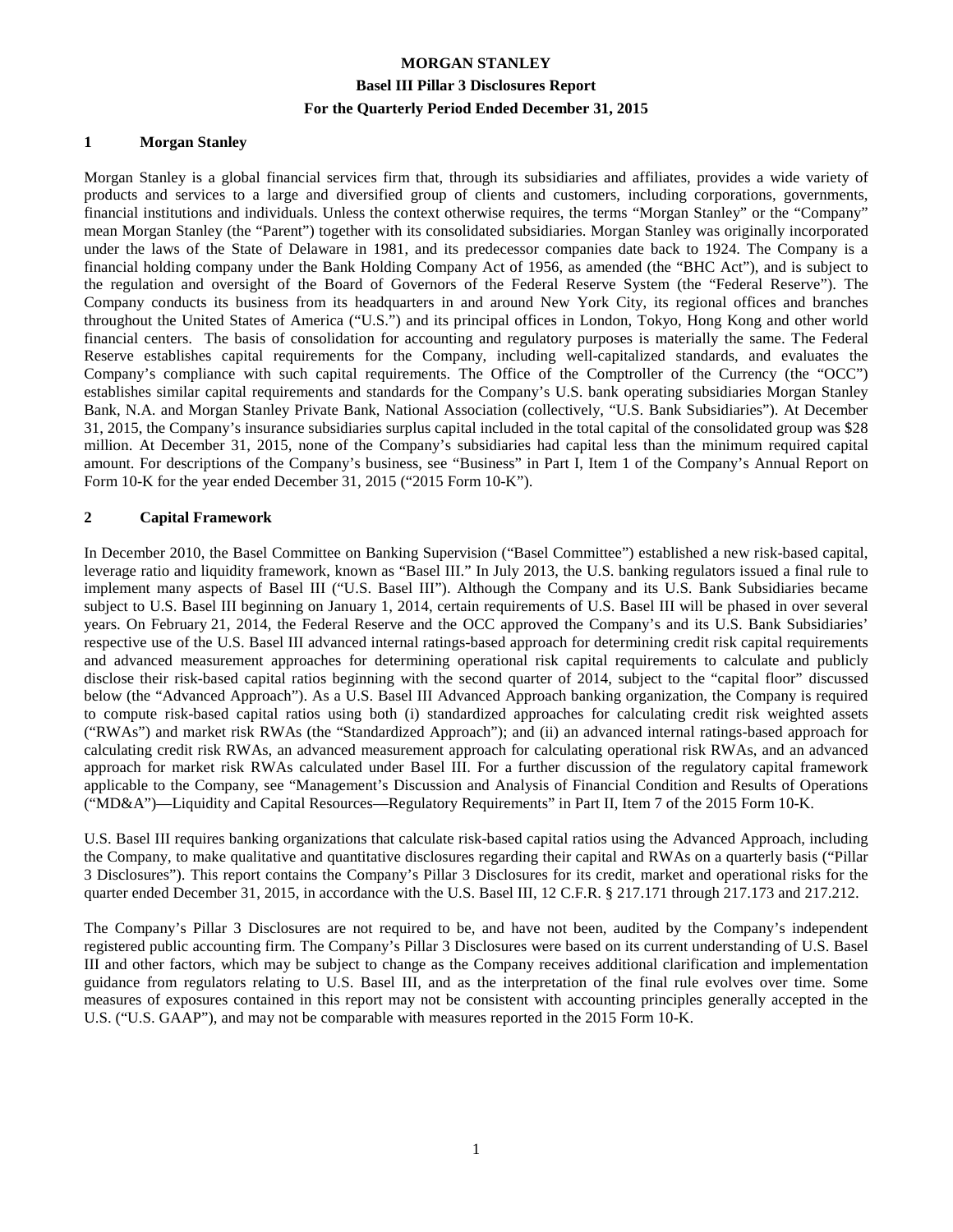# MORGAN STANLEY

## Basel III Pillar 3 Disclosures Report

## For the Quarterly Period Ended December 31, 2015

## 1 Morgan Stanley

Morgan Stanley is a global financial services firm that, through its subsidiaries and affiliates, provides a wide variety of products and services to a large and diversified group of clients and customers, including corporations, governments, financial institutions and individuals. Unless the context otherwise requires, the terms "Morgan Stanley" or the "Company" mean Morgan Stanley (the "Parent") together with its consolidated subsidiaries. Morgan Stanley was originally incorporated under the laws of the State of Delaware in 1981, and its predecessor companies date back to 1924. The Company is a financial holding company under the Bank Holding Company Act of 1956, as amended (the "BHC Act"), and is subject to the regulation and oversight of the Board of Governors of the Federal Reserve System (the "Federal Reserve"). The Company conducts its business from its headquarters in and around New York City, its regional offices and branches throughout the United States of America ("U.S.") and its principal offices in London, Tokyo, Hong Kong and other world financial centers. The basis of consolidation for accounting and regulatory purposes is materially the same. The Federal Reserve establishes capital requirements for the Company, including well-capitalized standards, and evaluates the Company's compliance with such capital requirements. The Office of the Comptroller of the Currency (the "OCC") establishes similar capital requirements and standards for the Company's U.S. bank operating subsidiaries Morgan Stanley Bank, N.A. and Morgan Stanley Private Bank, National Association (collectively, "U.S. Bank Subsidiaries"). At December 31, 2015, the Company's insurance subsidiaries surplus capital included in the total capital of the consolidated group was $28 million. At December 31, 2015, none of the Company's subsidiaries had capital less than the minimum required capital amount. For descriptions of the Company's business, see "Business" in Part I, Item 1 of the Company's Annual Report on Form 10-K for the year ended December 31, 2015 ("2015 Form 10-K").

## 2 Capital Framework

In December 2010, the Basel Committee on Banking Supervision ("Basel Committee") established a new risk-based capital, leverage ratio and liquidity framework, known as "Basel III." In July 2013, the U.S. banking regulators issued a final rule to implement many aspects of Basel III ("U.S. Basel III"). Although the Company and its U.S. Bank Subsidiaries became subject to U.S. Basel III beginning on January 1, 2014, certain requirements of U.S. Basel III will be phased in over several years. On February 21, 2014, the Federal Reserve and the OCC approved the Company's and its U.S. Bank Subsidiaries' respective use of the U.S. Basel III advanced internal ratings-based approach for determining credit risk capital requirements and advanced measurement approaches for determining operational risk capital requirements to calculate and publicly disclose their risk-based capital ratios beginning with the second quarter of 2014, subject to the "capital floor" discussed below (the "Advanced Approach"). As a U.S. Basel III Advanced Approach banking organization, the Company is required to compute risk-based capital ratios using both (i) standardized approaches for calculating credit risk weighted assets ("RWAs") and market risk RWAs (the "Standardized Approach"); and (ii) an advanced internal ratings-based approach for calculating credit risk RWAs, an advanced measurement approach for calculating operational risk RWAs, and an advanced approach for market risk RWAs calculated under Basel III. For a further discussion of the regulatory capital framework applicable to the Company, see "Management's Discussion and Analysis of Financial Condition and Results of Operations ("MD&A")—Liquidity and Capital Resources—Regulatory Requirements" in Part II, Item 7 of the 2015 Form 10-K.

U.S. Basel III requires banking organizations that calculate risk-based capital ratios using the Advanced Approach, including the Company, to make qualitative and quantitative disclosures regarding their capital and RWAs on a quarterly basis ("Pillar 3 Disclosures"). This report contains the Company's Pillar 3 Disclosures for its credit, market and operational risks for the quarter ended December 31, 2015, in accordance with the U.S. Basel III, 12 C.F.R. § 217.171 through 217.173 and 217.212.

The Company's Pillar 3 Disclosures are not required to be, and have not been, audited by the Company's independent registered public accounting firm. The Company's Pillar 3 Disclosures were based on its current understanding of U.S. Basel III and other factors, which may be subject to change as the Company receives additional clarification and implementation guidance from regulators relating to U.S. Basel III, and as the interpretation of the final rule evolves over time. Some measures of exposures contained in this report may not be consistent with accounting principles generally accepted in the U.S. ("U.S. GAAP"), and may not be comparable with measures reported in the 2015 Form 10-K.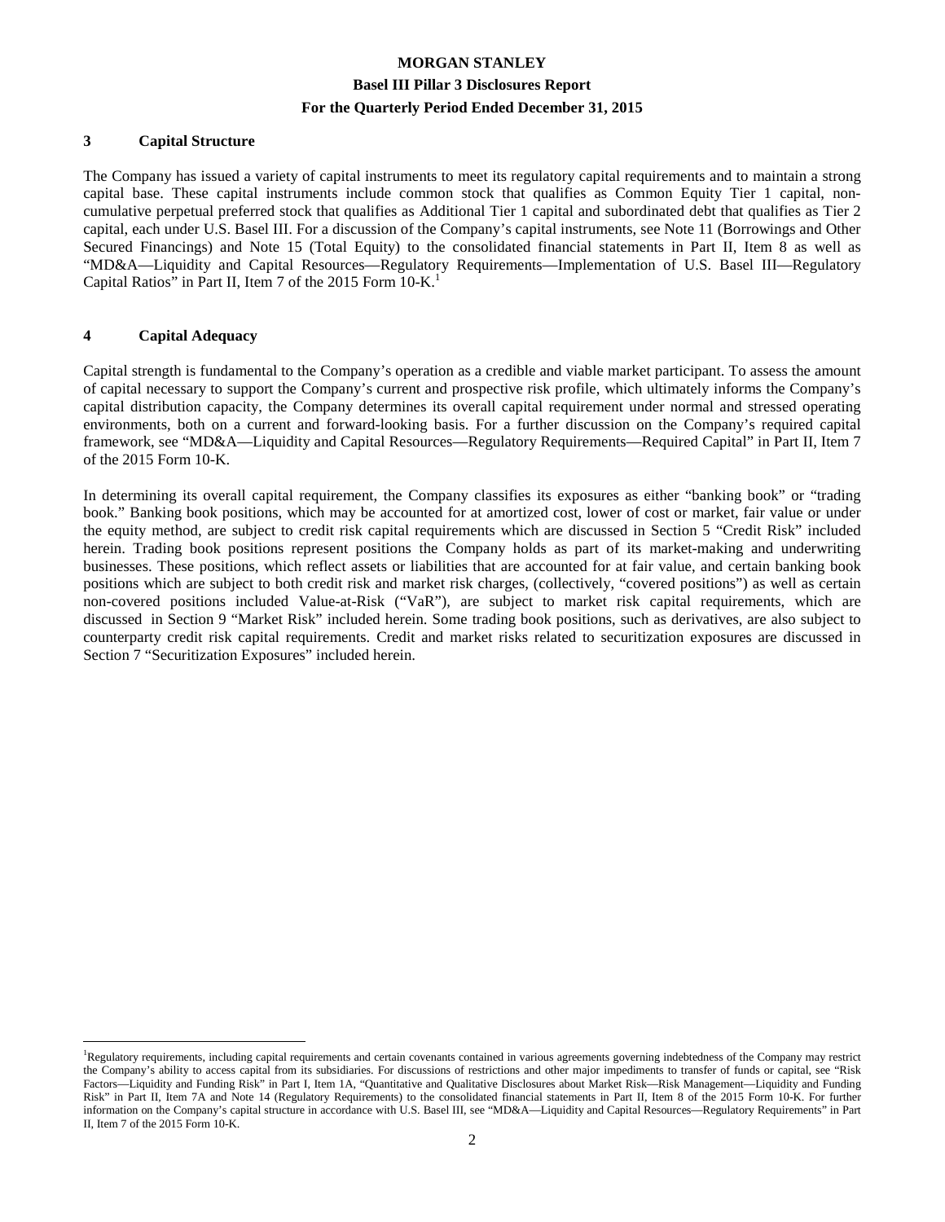## 3 Capital Structure

The Company has issued a variety of capital instruments to meet its regulatory capital requirements and to maintain a strong capital base. These capital instruments include common stock that qualifies as Common Equity Tier 1 capital, non-cumulative perpetual preferred stock that qualifies as Additional Tier 1 capital and subordinated debt that qualifies as Tier 2 capital, each under U.S. Basel III. For a discussion of the Company's capital instruments, see Note 11 (Borrowings and Other Secured Financings) and Note 15 (Total Equity) to the consolidated financial statements in Part II, Item 8 as well as "MD&A—Liquidity and Capital Resources—Regulatory Requirements—Implementation of U.S. Basel III—Regulatory Capital Ratios" in Part II, Item 7 of the 2015 Form 10-K.[1]

## 4 Capital Adequacy

Capital strength is fundamental to the Company's operation as a credible and viable market participant. To assess the amount of capital necessary to support the Company's current and prospective risk profile, which ultimately informs the Company's capital distribution capacity, the Company determines its overall capital requirement under normal and stressed operating environments, both on a current and forward-looking basis. For a further discussion on the Company's required capital framework, see "MD&A—Liquidity and Capital Resources—Regulatory Requirements—Required Capital" in Part II, Item 7 of the 2015 Form 10-K.

In determining its overall capital requirement, the Company classifies its exposures as either "banking book" or "trading book." Banking book positions, which may be accounted for at amortized cost, lower of cost or market, fair value or under the equity method, are subject to credit risk capital requirements which are discussed in Section 5 "Credit Risk" included herein. Trading book positions represent positions the Company holds as part of its market-making and underwriting businesses. These positions, which reflect assets or liabilities that are accounted for at fair value, and certain banking book positions which are subject to both credit risk and market risk charges, (collectively, "covered positions") as well as certain non-covered positions included Value-at-Risk ("VaR"), are subject to market risk capital requirements, which are discussed in Section 9 "Market Risk" included herein. Some trading book positions, such as derivatives, are also subject to counterparty credit risk capital requirements. Credit and market risks related to securitization exposures are discussed in Section 7 "Securitization Exposures" included herein.

---

[1] Regulatory requirements, including capital requirements and certain covenants contained in various agreements governing indebtedness of the Company may restrict the Company's ability to access capital from its subsidiaries. For discussions of restrictions and other major impediments to transfer of funds or capital, see "Risk Factors—Liquidity and Funding Risk" in Part I, Item 1A, "Quantitative and Qualitative Disclosures about Market Risk—Risk Management—Liquidity and Funding Risk" in Part II, Item 7A and Note 14 (Regulatory Requirements) to the consolidated financial statements in Part II, Item 8 of the 2015 Form 10-K. For further information on the Company's capital structure in accordance with U.S. Basel III, see "MD&A—Liquidity and Capital Resources—Regulatory Requirements" in Part II, Item 7 of the 2015 Form 10-K.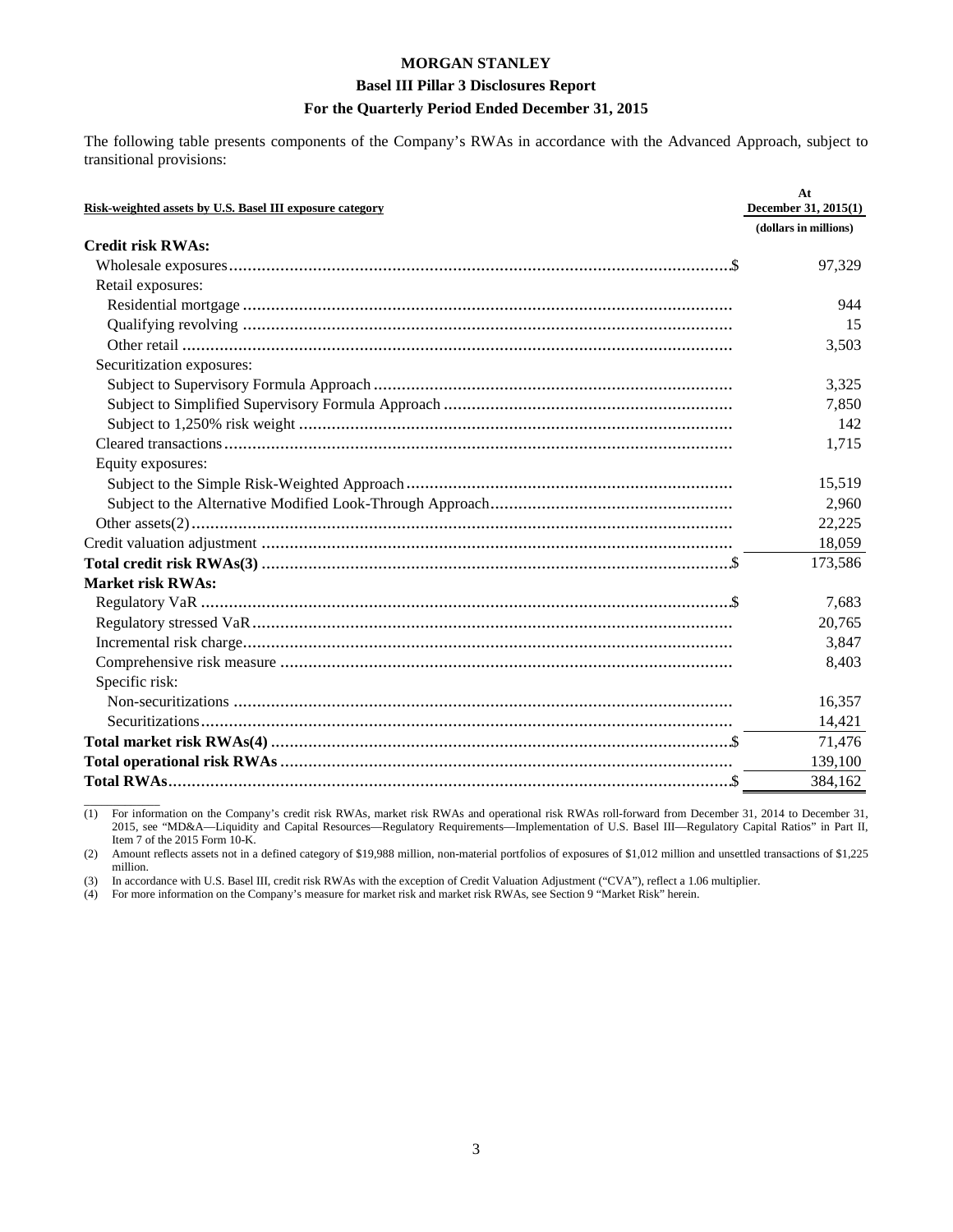The following table presents components of the Company's RWAs in accordance with the Advanced Approach, subject to transitional provisions:

| Risk-weighted assets by U.S. Basel III exposure category | At December 31, 2015(1) |
|---|---|
| | (dollars in millions) |
| **Credit risk RWAs:** | |
| Wholesale exposures | $ 97,329 |
| Retail exposures: | |
| Residential mortgage | 944 |
| Qualifying revolving | 15 |
| Other retail | 3,503 |
| Securitization exposures: | |
| Subject to Supervisory Formula Approach | 3,325 |
| Subject to Simplified Supervisory Formula Approach | 7,850 |
| Subject to 1,250% risk weight | 142 |
| Cleared transactions | 1,715 |
| Equity exposures: | |
| Subject to the Simple Risk-Weighted Approach | 15,519 |
| Subject to the Alternative Modified Look-Through Approach | 2,960 |
| Other assets(2) | 22,225 |
| Credit valuation adjustment | 18,059 |
| **Total credit risk RWAs(3)** | $ 173,586 |
| **Market risk RWAs:** | |
| Regulatory VaR | $ 7,683 |
| Regulatory stressed VaR | 20,765 |
| Incremental risk charge | 3,847 |
| Comprehensive risk measure | 8,403 |
| Specific risk: | |
| Non-securitizations | 16,357 |
| Securitizations | 14,421 |
| **Total market risk RWAs(4)** | $ 71,476 |
| **Total operational risk RWAs** | 139,100 |
| **Total RWAs** | $ 384,162 |

(1) For information on the Company's credit risk RWAs, market risk RWAs and operational risk RWAs roll-forward from December 31, 2014 to December 31, 2015, see "MD&A—Liquidity and Capital Resources—Regulatory Requirements—Implementation of U.S. Basel III—Regulatory Capital Ratios" in Part II, Item 7 of the 2015 Form 10-K.

(2) Amount reflects assets not in a defined category of $19,988 million, non-material portfolios of exposures of $1,012 million and unsettled transactions of $1,225 million.

(3) In accordance with U.S. Basel III, credit risk RWAs with the exception of Credit Valuation Adjustment ("CVA"), reflect a 1.06 multiplier.

(4) For more information on the Company's measure for market risk and market risk RWAs, see Section 9 "Market Risk" herein.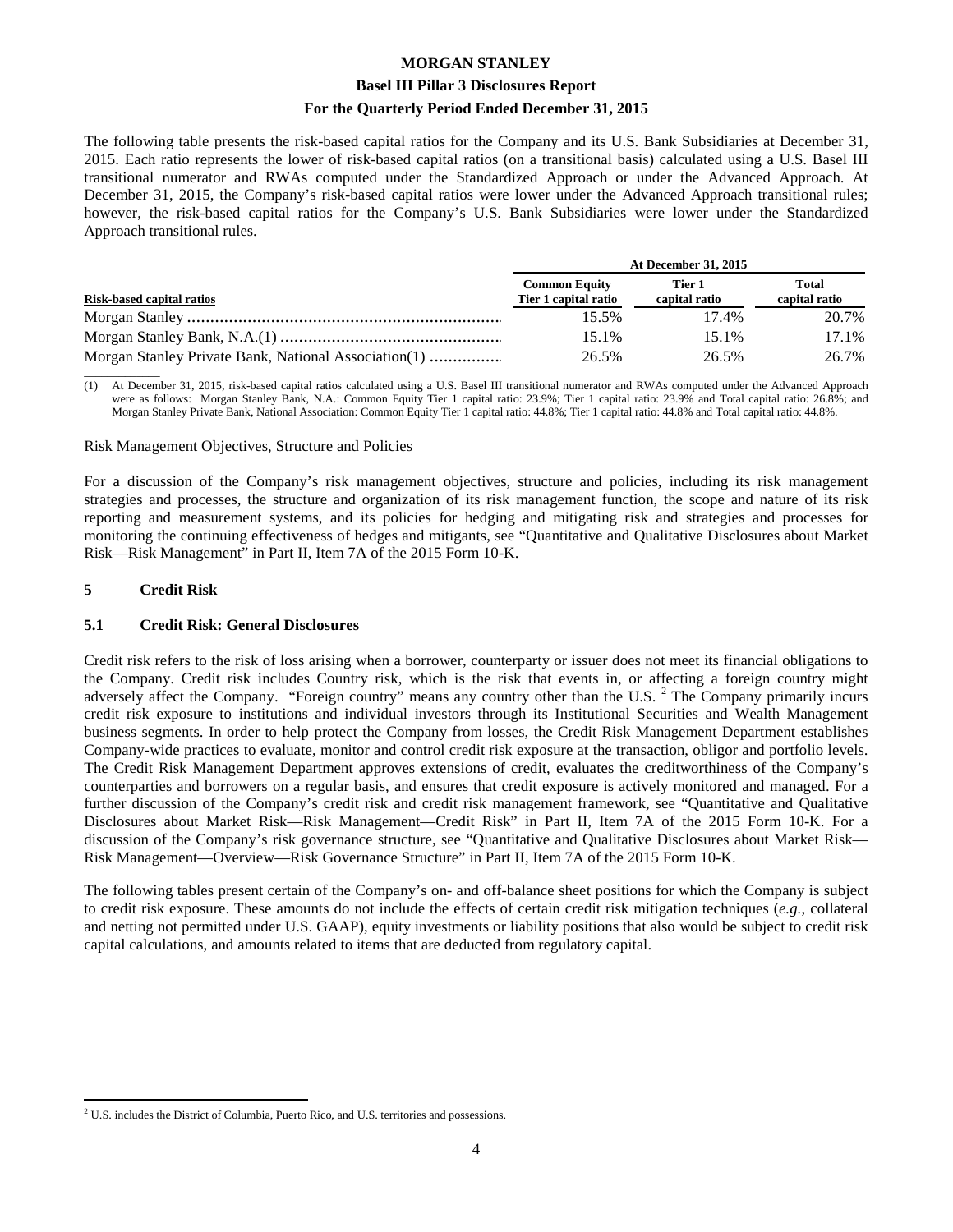The following table presents the risk-based capital ratios for the Company and its U.S. Bank Subsidiaries at December 31, 2015. Each ratio represents the lower of risk-based capital ratios (on a transitional basis) calculated using a U.S. Basel III transitional numerator and RWAs computed under the Standardized Approach or under the Advanced Approach. At December 31, 2015, the Company's risk-based capital ratios were lower under the Advanced Approach transitional rules; however, the risk-based capital ratios for the Company's U.S. Bank Subsidiaries were lower under the Standardized Approach transitional rules.

| | At December 31, 2015 | | |
|---|---|---|---|
| **Risk-based capital ratios** | **Common Equity Tier 1 capital ratio** | **Tier 1 capital ratio** | **Total capital ratio** |
| Morgan Stanley | 15.5% | 17.4% | 20.7% |
| Morgan Stanley Bank, N.A.(1) | 15.1% | 15.1% | 17.1% |
| Morgan Stanley Private Bank, National Association(1) | 26.5% | 26.5% | 26.7% |

(1) At December 31, 2015, risk-based capital ratios calculated using a U.S. Basel III transitional numerator and RWAs computed under the Advanced Approach were as follows: Morgan Stanley Bank, N.A.: Common Equity Tier 1 capital ratio: 23.9%; Tier 1 capital ratio: 23.9% and Total capital ratio: 26.8%; and Morgan Stanley Private Bank, National Association: Common Equity Tier 1 capital ratio: 44.8%; Tier 1 capital ratio: 44.8% and Total capital ratio: 44.8%.

Risk Management Objectives, Structure and Policies

For a discussion of the Company's risk management objectives, structure and policies, including its risk management strategies and processes, the structure and organization of its risk management function, the scope and nature of its risk reporting and measurement systems, and its policies for hedging and mitigating risk and strategies and processes for monitoring the continuing effectiveness of hedges and mitigants, see "Quantitative and Qualitative Disclosures about Market Risk—Risk Management" in Part II, Item 7A of the 2015 Form 10-K.

## 5 Credit Risk

### 5.1 Credit Risk: General Disclosures

Credit risk refers to the risk of loss arising when a borrower, counterparty or issuer does not meet its financial obligations to the Company. Credit risk includes Country risk, which is the risk that events in, or affecting a foreign country might adversely affect the Company. "Foreign country" means any country other than the U.S. [2] The Company primarily incurs credit risk exposure to institutions and individual investors through its Institutional Securities and Wealth Management business segments. In order to help protect the Company from losses, the Credit Risk Management Department establishes Company-wide practices to evaluate, monitor and control credit risk exposure at the transaction, obligor and portfolio levels. The Credit Risk Management Department approves extensions of credit, evaluates the creditworthiness of the Company's counterparties and borrowers on a regular basis, and ensures that credit exposure is actively monitored and managed. For a further discussion of the Company's credit risk and credit risk management framework, see "Quantitative and Qualitative Disclosures about Market Risk—Risk Management—Credit Risk" in Part II, Item 7A of the 2015 Form 10-K. For a discussion of the Company's risk governance structure, see "Quantitative and Qualitative Disclosures about Market Risk—Risk Management—Overview—Risk Governance Structure" in Part II, Item 7A of the 2015 Form 10-K.

The following tables present certain of the Company's on- and off-balance sheet positions for which the Company is subject to credit risk exposure. These amounts do not include the effects of certain credit risk mitigation techniques (*e.g.*, collateral and netting not permitted under U.S. GAAP), equity investments or liability positions that also would be subject to credit risk capital calculations, and amounts related to items that are deducted from regulatory capital.

[2] U.S. includes the District of Columbia, Puerto Rico, and U.S. territories and possessions.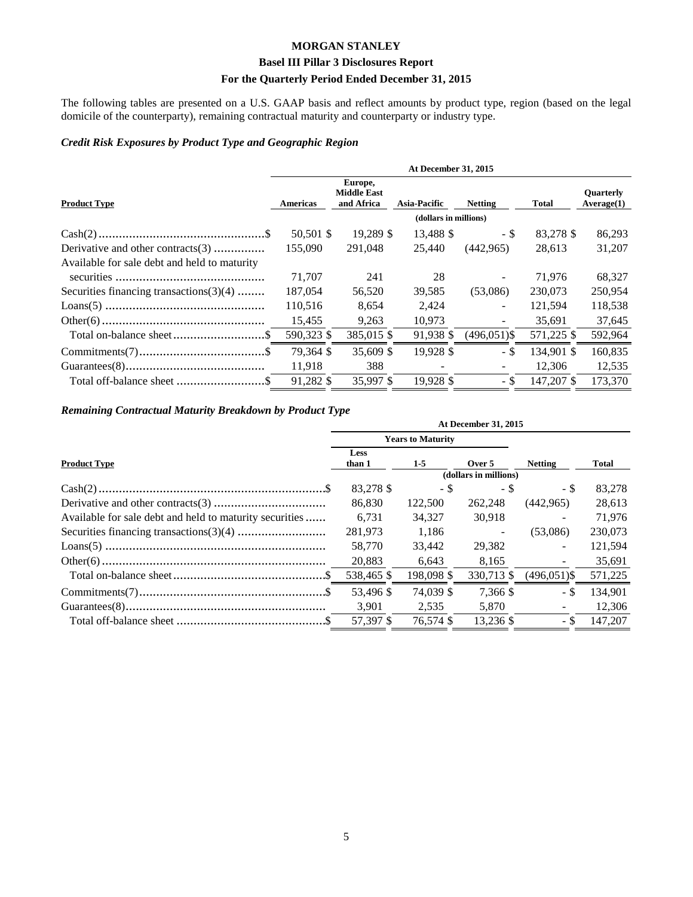**MORGAN STANLEY**

**Basel III Pillar 3 Disclosures Report**

**For the Quarterly Period Ended December 31, 2015**

The following tables are presented on a U.S. GAAP basis and reflect amounts by product type, region (based on the legal domicile of the counterparty), remaining contractual maturity and counterparty or industry type.

***Credit Risk Exposures by Product Type and Geographic Region***

| | At December 31, 2015 | | | | | |
|---|---|---|---|---|---|---|
| **Product Type** | **Americas** | **Europe, Middle East and Africa** | **Asia-Pacific** | **Netting** | **Total** | **Quarterly Average(1)** |
| | (dollars in millions) | | | | | |
| Cash(2) | $ 50,501 | $ 19,289 | $ 13,488 | $ - | $ 83,278 | $ 86,293 |
| Derivative and other contracts(3) | 155,090 | 291,048 | 25,440 | (442,965) | 28,613 | 31,207 |
| Available for sale debt and held to maturity securities | 71,707 | 241 | 28 | - | 71,976 | 68,327 |
| Securities financing transactions(3)(4) | 187,054 | 56,520 | 39,585 | (53,086) | 230,073 | 250,954 |
| Loans(5) | 110,516 | 8,654 | 2,424 | - | 121,594 | 118,538 |
| Other(6) | 15,455 | 9,263 | 10,973 | - | 35,691 | 37,645 |
| Total on-balance sheet | $ 590,323 | $ 385,015 | $ 91,938 | $ (496,051) | $ 571,225 | $ 592,964 |
| Commitments(7) | $ 79,364 | $ 35,609 | $ 19,928 | $ - | $ 134,901 | $ 160,835 |
| Guarantees(8) | 11,918 | 388 | - | - | 12,306 | 12,535 |
| Total off-balance sheet | $ 91,282 | $ 35,997 | $ 19,928 | $ - | $ 147,207 | $ 173,370 |

***Remaining Contractual Maturity Breakdown by Product Type***

| | At December 31, 2015 | | | | |
|---|---|---|---|---|---|
| | Years to Maturity | | | | |
| **Product Type** | **Less than 1** | **1-5** | **Over 5** | **Netting** | **Total** |
| | (dollars in millions) | | | | |
| Cash(2) | $ 83,278 | $ - | $ - | $ - | $ 83,278 |
| Derivative and other contracts(3) | 86,830 | 122,500 | 262,248 | (442,965) | 28,613 |
| Available for sale debt and held to maturity securities | 6,731 | 34,327 | 30,918 | - | 71,976 |
| Securities financing transactions(3)(4) | 281,973 | 1,186 | - | (53,086) | 230,073 |
| Loans(5) | 58,770 | 33,442 | 29,382 | - | 121,594 |
| Other(6) | 20,883 | 6,643 | 8,165 | - | 35,691 |
| Total on-balance sheet | $ 538,465 | $ 198,098 | $ 330,713 | $ (496,051) | $ 571,225 |
| Commitments(7) | $ 53,496 | $ 74,039 | $ 7,366 | $ - | $ 134,901 |
| Guarantees(8) | 3,901 | 2,535 | 5,870 | - | 12,306 |
| Total off-balance sheet | $ 57,397 | $ 76,574 | $ 13,236 | $ - | $ 147,207 |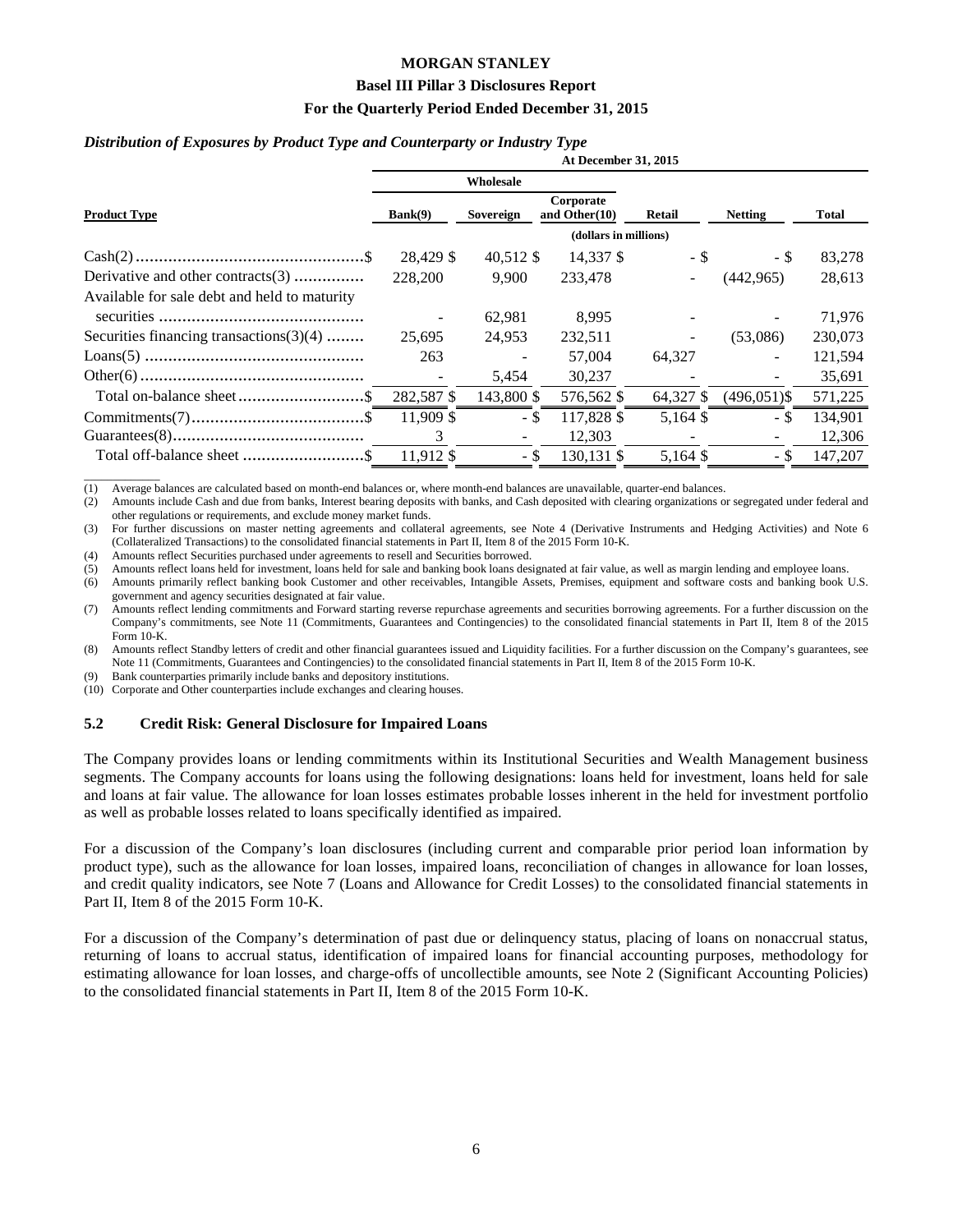*Distribution of Exposures by Product Type and Counterparty or Industry Type*

| | At December 31, 2015 | | | | | |
|---|---|---|---|---|---|---|
| | Wholesale | | | | | |
| **Product Type** | **Bank(9)** | **Sovereign** | **Corporate and Other(10)** | **Retail** | **Netting** | **Total** |
| | (dollars in millions) | | | | | |
| Cash(2) | $ 28,429 | $ 40,512 | $ 14,337 | $ - | $ - | $ 83,278 |
| Derivative and other contracts(3) | 228,200 | 9,900 | 233,478 | - | (442,965) | 28,613 |
| Available for sale debt and held to maturity securities | - | 62,981 | 8,995 | - | - | 71,976 |
| Securities financing transactions(3)(4) | 25,695 | 24,953 | 232,511 | - | (53,086) | 230,073 |
| Loans(5) | 263 | - | 57,004 | 64,327 | - | 121,594 |
| Other(6) | - | 5,454 | 30,237 | - | - | 35,691 |
| Total on-balance sheet | $ 282,587 | $ 143,800 | $ 576,562 | $ 64,327 | $ (496,051) | $ 571,225 |
| Commitments(7) | $ 11,909 | $ - | $ 117,828 | $ 5,164 | $ - | $ 134,901 |
| Guarantees(8) | 3 | - | 12,303 | - | - | 12,306 |
| Total off-balance sheet | $ 11,912 | $ - | $ 130,131 | $ 5,164 | $ - | $ 147,207 |

(1) Average balances are calculated based on month-end balances or, where month-end balances are unavailable, quarter-end balances.

(2) Amounts include Cash and due from banks, Interest bearing deposits with banks, and Cash deposited with clearing organizations or segregated under federal and other regulations or requirements, and exclude money market funds.

(3) For further discussions on master netting agreements and collateral agreements, see Note 4 (Derivative Instruments and Hedging Activities) and Note 6 (Collateralized Transactions) to the consolidated financial statements in Part II, Item 8 of the 2015 Form 10-K.

(4) Amounts reflect Securities purchased under agreements to resell and Securities borrowed.

(5) Amounts reflect loans held for investment, loans held for sale and banking book loans designated at fair value, as well as margin lending and employee loans.

(6) Amounts primarily reflect banking book Customer and other receivables, Intangible Assets, Premises, equipment and software costs and banking book U.S. government and agency securities designated at fair value.

(7) Amounts reflect lending commitments and Forward starting reverse repurchase agreements and securities borrowing agreements. For a further discussion on the Company's commitments, see Note 11 (Commitments, Guarantees and Contingencies) to the consolidated financial statements in Part II, Item 8 of the 2015 Form 10-K.

(8) Amounts reflect Standby letters of credit and other financial guarantees issued and Liquidity facilities. For a further discussion on the Company's guarantees, see Note 11 (Commitments, Guarantees and Contingencies) to the consolidated financial statements in Part II, Item 8 of the 2015 Form 10-K.

(9) Bank counterparties primarily include banks and depository institutions.

(10) Corporate and Other counterparties include exchanges and clearing houses.

### 5.2 Credit Risk: General Disclosure for Impaired Loans

The Company provides loans or lending commitments within its Institutional Securities and Wealth Management business segments. The Company accounts for loans using the following designations: loans held for investment, loans held for sale and loans at fair value. The allowance for loan losses estimates probable losses inherent in the held for investment portfolio as well as probable losses related to loans specifically identified as impaired.

For a discussion of the Company's loan disclosures (including current and comparable prior period loan information by product type), such as the allowance for loan losses, impaired loans, reconciliation of changes in allowance for loan losses, and credit quality indicators, see Note 7 (Loans and Allowance for Credit Losses) to the consolidated financial statements in Part II, Item 8 of the 2015 Form 10-K.

For a discussion of the Company's determination of past due or delinquency status, placing of loans on nonaccrual status, returning of loans to accrual status, identification of impaired loans for financial accounting purposes, methodology for estimating allowance for loan losses, and charge-offs of uncollectible amounts, see Note 2 (Significant Accounting Policies) to the consolidated financial statements in Part II, Item 8 of the 2015 Form 10-K.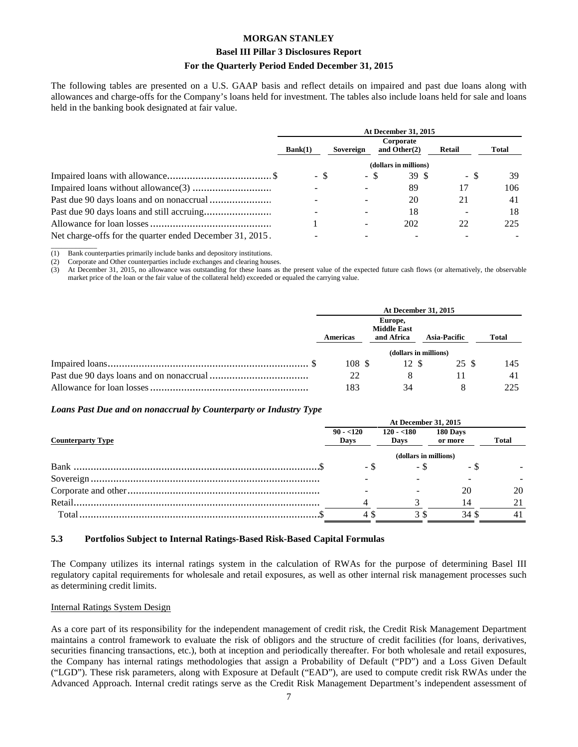The following tables are presented on a U.S. GAAP basis and reflect details on impaired and past due loans along with allowances and charge-offs for the Company's loans held for investment. The tables also include loans held for sale and loans held in the banking book designated at fair value.

| | At December 31, 2015 | | | | |
|---|---|---|---|---|---|
| | Bank(1) | Sovereign | Corporate and Other(2) | Retail | Total |
| | (dollars in millions) | | | | |
| Impaired loans with allowance | $ - | $ - | $ 39 | $ - | $ 39 |
| Impaired loans without allowance(3) | - | - | 89 | 17 | 106 |
| Past due 90 days loans and on nonaccrual | - | - | 20 | 21 | 41 |
| Past due 90 days loans and still accruing | - | - | 18 | - | 18 |
| Allowance for loan losses | 1 | - | 202 | 22 | 225 |
| Net charge-offs for the quarter ended December 31, 2015 | - | - | - | - | - |

(1) Bank counterparties primarily include banks and depository institutions.
(2) Corporate and Other counterparties include exchanges and clearing houses.
(3) At December 31, 2015, no allowance was outstanding for these loans as the present value of the expected future cash flows (or alternatively, the observable market price of the loan or the fair value of the collateral held) exceeded or equaled the carrying value.

| | At December 31, 2015 | | | |
|---|---|---|---|---|
| | Americas | Europe, Middle East and Africa | Asia-Pacific | Total |
| | (dollars in millions) | | | |
| Impaired loans | $ 108 | $ 12 | $ 25 | $ 145 |
| Past due 90 days loans and on nonaccrual | 22 | 8 | 11 | 41 |
| Allowance for loan losses | 183 | 34 | 8 | 225 |

***Loans Past Due and on nonaccrual by Counterparty or Industry Type***

| | At December 31, 2015 | | | |
|---|---|---|---|---|
| Counterparty Type | 90 - <120 Days | 120 - <180 Days | 180 Days or more | Total |
| | (dollars in millions) | | | |
| Bank | $ - | $ - | $ - | $ - |
| Sovereign | - | - | - | - |
| Corporate and other | - | - | 20 | 20 |
| Retail | 4 | 3 | 14 | 21 |
| Total | $ 4 | $ 3 | $ 34 | $ 41 |

## 5.3 Portfolios Subject to Internal Ratings-Based Risk-Based Capital Formulas

The Company utilizes its internal ratings system in the calculation of RWAs for the purpose of determining Basel III regulatory capital requirements for wholesale and retail exposures, as well as other internal risk management processes such as determining credit limits.

Internal Ratings System Design

As a core part of its responsibility for the independent management of credit risk, the Credit Risk Management Department maintains a control framework to evaluate the risk of obligors and the structure of credit facilities (for loans, derivatives, securities financing transactions, etc.), both at inception and periodically thereafter. For both wholesale and retail exposures, the Company has internal ratings methodologies that assign a Probability of Default ("PD") and a Loss Given Default ("LGD"). These risk parameters, along with Exposure at Default ("EAD"), are used to compute credit risk RWAs under the Advanced Approach. Internal credit ratings serve as the Credit Risk Management Department's independent assessment of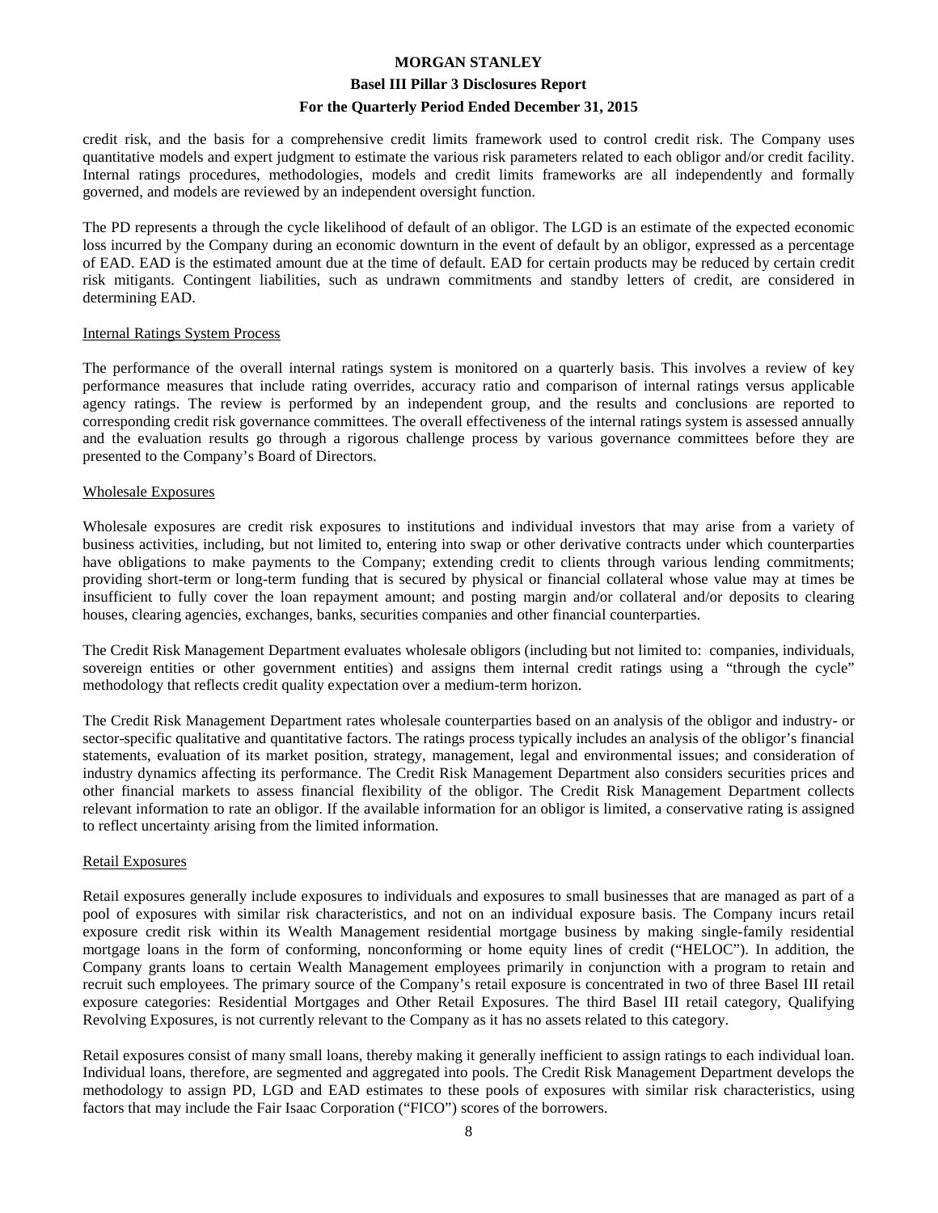credit risk, and the basis for a comprehensive credit limits framework used to control credit risk. The Company uses quantitative models and expert judgment to estimate the various risk parameters related to each obligor and/or credit facility. Internal ratings procedures, methodologies, models and credit limits frameworks are all independently and formally governed, and models are reviewed by an independent oversight function.

The PD represents a through the cycle likelihood of default of an obligor. The LGD is an estimate of the expected economic loss incurred by the Company during an economic downturn in the event of default by an obligor, expressed as a percentage of EAD. EAD is the estimated amount due at the time of default. EAD for certain products may be reduced by certain credit risk mitigants. Contingent liabilities, such as undrawn commitments and standby letters of credit, are considered in determining EAD.

## Internal Ratings System Process

The performance of the overall internal ratings system is monitored on a quarterly basis. This involves a review of key performance measures that include rating overrides, accuracy ratio and comparison of internal ratings versus applicable agency ratings. The review is performed by an independent group, and the results and conclusions are reported to corresponding credit risk governance committees. The overall effectiveness of the internal ratings system is assessed annually and the evaluation results go through a rigorous challenge process by various governance committees before they are presented to the Company's Board of Directors.

## Wholesale Exposures

Wholesale exposures are credit risk exposures to institutions and individual investors that may arise from a variety of business activities, including, but not limited to, entering into swap or other derivative contracts under which counterparties have obligations to make payments to the Company; extending credit to clients through various lending commitments; providing short-term or long-term funding that is secured by physical or financial collateral whose value may at times be insufficient to fully cover the loan repayment amount; and posting margin and/or collateral and/or deposits to clearing houses, clearing agencies, exchanges, banks, securities companies and other financial counterparties.

The Credit Risk Management Department evaluates wholesale obligors (including but not limited to: companies, individuals, sovereign entities or other government entities) and assigns them internal credit ratings using a "through the cycle" methodology that reflects credit quality expectation over a medium-term horizon.

The Credit Risk Management Department rates wholesale counterparties based on an analysis of the obligor and industry- or sector-specific qualitative and quantitative factors. The ratings process typically includes an analysis of the obligor's financial statements, evaluation of its market position, strategy, management, legal and environmental issues; and consideration of industry dynamics affecting its performance. The Credit Risk Management Department also considers securities prices and other financial markets to assess financial flexibility of the obligor. The Credit Risk Management Department collects relevant information to rate an obligor. If the available information for an obligor is limited, a conservative rating is assigned to reflect uncertainty arising from the limited information.

## Retail Exposures

Retail exposures generally include exposures to individuals and exposures to small businesses that are managed as part of a pool of exposures with similar risk characteristics, and not on an individual exposure basis. The Company incurs retail exposure credit risk within its Wealth Management residential mortgage business by making single-family residential mortgage loans in the form of conforming, nonconforming or home equity lines of credit ("HELOC"). In addition, the Company grants loans to certain Wealth Management employees primarily in conjunction with a program to retain and recruit such employees. The primary source of the Company's retail exposure is concentrated in two of three Basel III retail exposure categories: Residential Mortgages and Other Retail Exposures. The third Basel III retail category, Qualifying Revolving Exposures, is not currently relevant to the Company as it has no assets related to this category.

Retail exposures consist of many small loans, thereby making it generally inefficient to assign ratings to each individual loan. Individual loans, therefore, are segmented and aggregated into pools. The Credit Risk Management Department develops the methodology to assign PD, LGD and EAD estimates to these pools of exposures with similar risk characteristics, using factors that may include the Fair Isaac Corporation ("FICO") scores of the borrowers.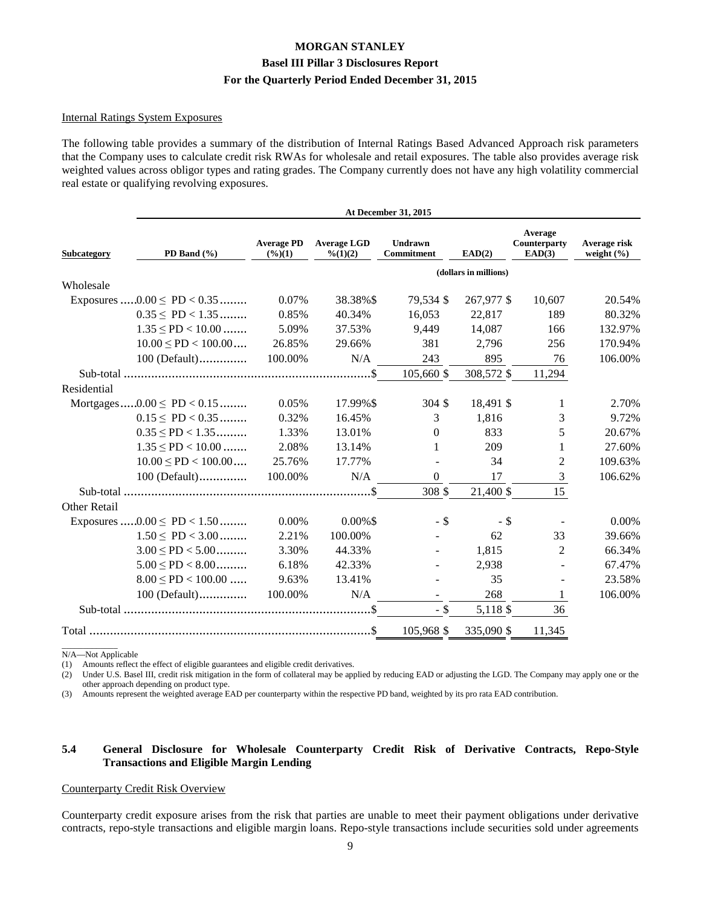### Internal Ratings System Exposures

The following table provides a summary of the distribution of Internal Ratings Based Advanced Approach risk parameters that the Company uses to calculate credit risk RWAs for wholesale and retail exposures. The table also provides average risk weighted values across obligor types and rating grades. The Company currently does not have any high volatility commercial real estate or qualifying revolving exposures.

| Subcategory | PD Band (%) | Average PD (%)(1) | Average LGD %(1)(2) | Undrawn Commitment | EAD(2) | Average Counterparty EAD(3) | Average risk weight (%) |
|---|---|---|---|---|---|---|---|
| | | | | (dollars in millions) | | | |
| **At December 31, 2015** | | | | | | | |
| Wholesale | | | | | | | |
| Exposures | 0.00 ≤ PD < 0.35 | 0.07% | 38.38% | $ 79,534 | $ 267,977 | $ 10,607 | 20.54% |
| | 0.35 ≤ PD < 1.35 | 0.85% | 40.34% | 16,053 | 22,817 | 189 | 80.32% |
| | 1.35 ≤ PD < 10.00 | 5.09% | 37.53% | 9,449 | 14,087 | 166 | 132.97% |
| | 10.00 ≤ PD < 100.00 | 26.85% | 29.66% | 381 | 2,796 | 256 | 170.94% |
| | 100 (Default) | 100.00% | N/A | 243 | 895 | 76 | 106.00% |
| Sub-total | | | | $ 105,660 | $ 308,572 | $ 11,294 | |
| Residential | | | | | | | |
| Mortgages | 0.00 ≤ PD < 0.15 | 0.05% | 17.99% | $ 304 | $ 18,491 | $ 1 | 2.70% |
| | 0.15 ≤ PD < 0.35 | 0.32% | 16.45% | 3 | 1,816 | 3 | 9.72% |
| | 0.35 ≤ PD < 1.35 | 1.33% | 13.01% | 0 | 833 | 5 | 20.67% |
| | 1.35 ≤ PD < 10.00 | 2.08% | 13.14% | 1 | 209 | 1 | 27.60% |
| | 10.00 ≤ PD < 100.00 | 25.76% | 17.77% | - | 34 | 2 | 109.63% |
| | 100 (Default) | 100.00% | N/A | 0 | 17 | 3 | 106.62% |
| Sub-total | | | | $ 308 | $ 21,400 | $ 15 | |
| Other Retail | | | | | | | |
| Exposures | 0.00 ≤ PD < 1.50 | 0.00% | 0.00% | $ - | $ - | $ - | 0.00% |
| | 1.50 ≤ PD < 3.00 | 2.21% | 100.00% | - | 62 | 33 | 39.66% |
| | 3.00 ≤ PD < 5.00 | 3.30% | 44.33% | - | 1,815 | 2 | 66.34% |
| | 5.00 ≤ PD < 8.00 | 6.18% | 42.33% | - | 2,938 | - | 67.47% |
| | 8.00 ≤ PD < 100.00 | 9.63% | 13.41% | - | 35 | - | 23.58% |
| | 100 (Default) | 100.00% | N/A | - | 268 | 1 | 106.00% |
| Sub-total | | | | $ - | $ 5,118 | $ 36 | |
| Total | | | | $ 105,968 | $ 335,090 | $ 11,345 | |

N/A—Not Applicable

(1) Amounts reflect the effect of eligible guarantees and eligible credit derivatives.

(2) Under U.S. Basel III, credit risk mitigation in the form of collateral may be applied by reducing EAD or adjusting the LGD. The Company may apply one or the other approach depending on product type.

(3) Amounts represent the weighted average EAD per counterparty within the respective PD band, weighted by its pro rata EAD contribution.

## 5.4 General Disclosure for Wholesale Counterparty Credit Risk of Derivative Contracts, Repo-Style Transactions and Eligible Margin Lending

### Counterparty Credit Risk Overview

Counterparty credit exposure arises from the risk that parties are unable to meet their payment obligations under derivative contracts, repo-style transactions and eligible margin loans. Repo-style transactions include securities sold under agreements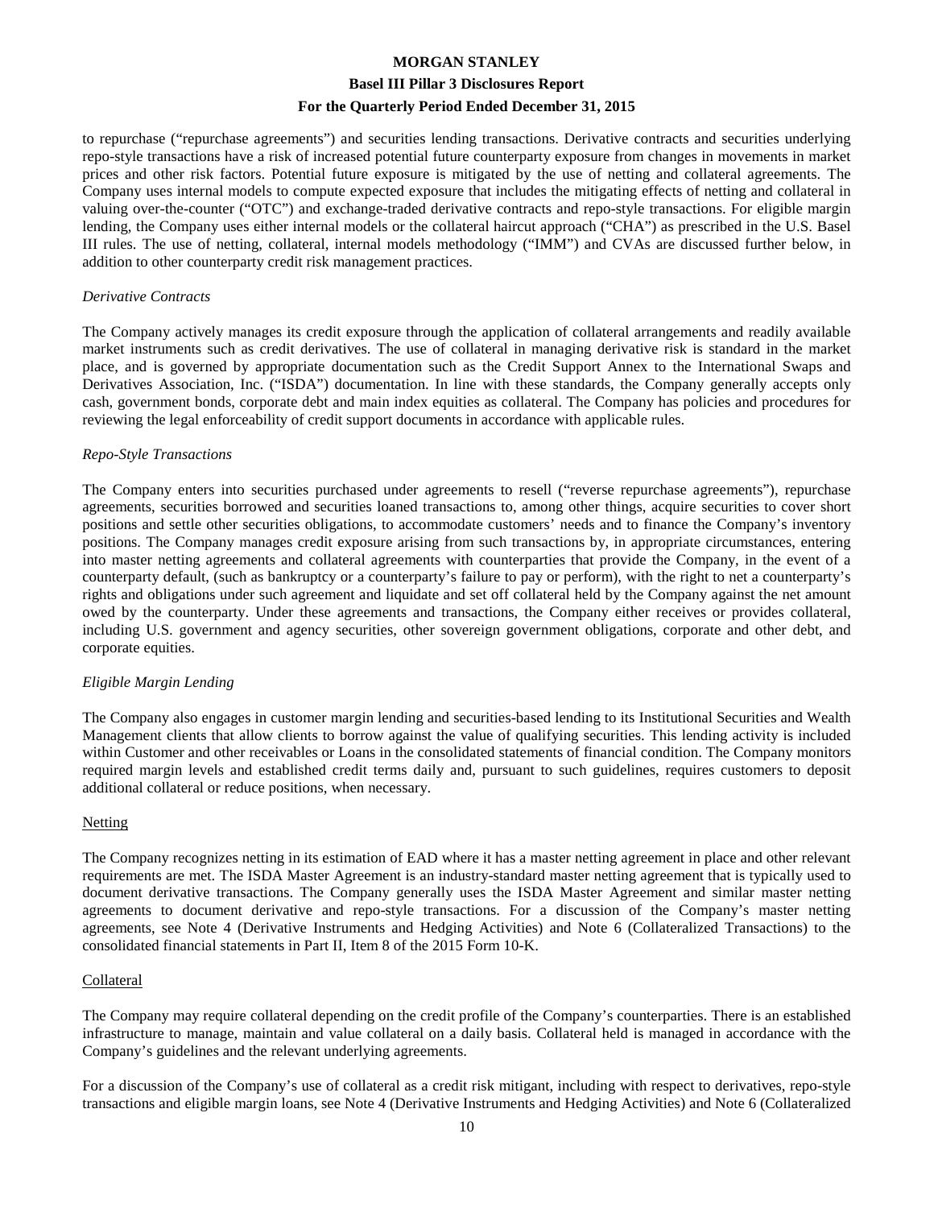to repurchase ("repurchase agreements") and securities lending transactions. Derivative contracts and securities underlying repo-style transactions have a risk of increased potential future counterparty exposure from changes in movements in market prices and other risk factors. Potential future exposure is mitigated by the use of netting and collateral agreements. The Company uses internal models to compute expected exposure that includes the mitigating effects of netting and collateral in valuing over-the-counter ("OTC") and exchange-traded derivative contracts and repo-style transactions. For eligible margin lending, the Company uses either internal models or the collateral haircut approach ("CHA") as prescribed in the U.S. Basel III rules. The use of netting, collateral, internal models methodology ("IMM") and CVAs are discussed further below, in addition to other counterparty credit risk management practices.

*Derivative Contracts*

The Company actively manages its credit exposure through the application of collateral arrangements and readily available market instruments such as credit derivatives. The use of collateral in managing derivative risk is standard in the market place, and is governed by appropriate documentation such as the Credit Support Annex to the International Swaps and Derivatives Association, Inc. ("ISDA") documentation. In line with these standards, the Company generally accepts only cash, government bonds, corporate debt and main index equities as collateral. The Company has policies and procedures for reviewing the legal enforceability of credit support documents in accordance with applicable rules.

*Repo-Style Transactions*

The Company enters into securities purchased under agreements to resell ("reverse repurchase agreements"), repurchase agreements, securities borrowed and securities loaned transactions to, among other things, acquire securities to cover short positions and settle other securities obligations, to accommodate customers' needs and to finance the Company's inventory positions. The Company manages credit exposure arising from such transactions by, in appropriate circumstances, entering into master netting agreements and collateral agreements with counterparties that provide the Company, in the event of a counterparty default, (such as bankruptcy or a counterparty's failure to pay or perform), with the right to net a counterparty's rights and obligations under such agreement and liquidate and set off collateral held by the Company against the net amount owed by the counterparty. Under these agreements and transactions, the Company either receives or provides collateral, including U.S. government and agency securities, other sovereign government obligations, corporate and other debt, and corporate equities.

*Eligible Margin Lending*

The Company also engages in customer margin lending and securities-based lending to its Institutional Securities and Wealth Management clients that allow clients to borrow against the value of qualifying securities. This lending activity is included within Customer and other receivables or Loans in the consolidated statements of financial condition. The Company monitors required margin levels and established credit terms daily and, pursuant to such guidelines, requires customers to deposit additional collateral or reduce positions, when necessary.

Netting

The Company recognizes netting in its estimation of EAD where it has a master netting agreement in place and other relevant requirements are met. The ISDA Master Agreement is an industry-standard master netting agreement that is typically used to document derivative transactions. The Company generally uses the ISDA Master Agreement and similar master netting agreements to document derivative and repo-style transactions. For a discussion of the Company's master netting agreements, see Note 4 (Derivative Instruments and Hedging Activities) and Note 6 (Collateralized Transactions) to the consolidated financial statements in Part II, Item 8 of the 2015 Form 10-K.

Collateral

The Company may require collateral depending on the credit profile of the Company's counterparties. There is an established infrastructure to manage, maintain and value collateral on a daily basis. Collateral held is managed in accordance with the Company's guidelines and the relevant underlying agreements.

For a discussion of the Company's use of collateral as a credit risk mitigant, including with respect to derivatives, repo-style transactions and eligible margin loans, see Note 4 (Derivative Instruments and Hedging Activities) and Note 6 (Collateralized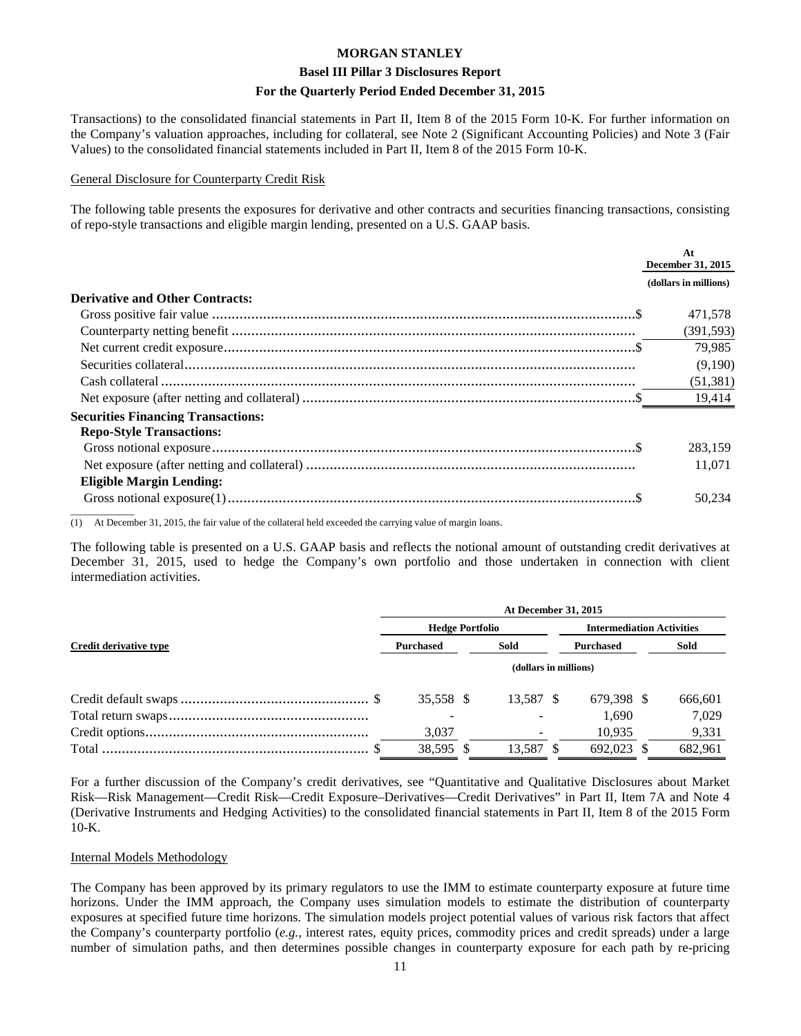Transactions) to the consolidated financial statements in Part II, Item 8 of the 2015 Form 10-K. For further information on the Company's valuation approaches, including for collateral, see Note 2 (Significant Accounting Policies) and Note 3 (Fair Values) to the consolidated financial statements included in Part II, Item 8 of the 2015 Form 10-K.

General Disclosure for Counterparty Credit Risk

The following table presents the exposures for derivative and other contracts and securities financing transactions, consisting of repo-style transactions and eligible margin lending, presented on a U.S. GAAP basis.

| | At December 31, 2015 |
|---|---|
| | (dollars in millions) |
| **Derivative and Other Contracts:** | |
| Gross positive fair value | $ 471,578 |
| Counterparty netting benefit | (391,593) |
| Net current credit exposure | $ 79,985 |
| Securities collateral | (9,190) |
| Cash collateral | (51,381) |
| Net exposure (after netting and collateral) | $ 19,414 |
| **Securities Financing Transactions:** | |
| **Repo-Style Transactions:** | |
| Gross notional exposure | $ 283,159 |
| Net exposure (after netting and collateral) | 11,071 |
| **Eligible Margin Lending:** | |
| Gross notional exposure(1) | $ 50,234 |

(1) At December 31, 2015, the fair value of the collateral held exceeded the carrying value of margin loans.

The following table is presented on a U.S. GAAP basis and reflects the notional amount of outstanding credit derivatives at December 31, 2015, used to hedge the Company's own portfolio and those undertaken in connection with client intermediation activities.

| | At December 31, 2015 | | | |
|---|---|---|---|---|
| | Hedge Portfolio | | Intermediation Activities | |
| Credit derivative type | Purchased | Sold | Purchased | Sold |
| | (dollars in millions) | | | |
| Credit default swaps | $ 35,558 | $ 13,587 | $ 679,398 | $ 666,601 |
| Total return swaps | - | - | 1,690 | 7,029 |
| Credit options | 3,037 | - | 10,935 | 9,331 |
| Total | $ 38,595 | $ 13,587 | $ 692,023 | $ 682,961 |

For a further discussion of the Company's credit derivatives, see "Quantitative and Qualitative Disclosures about Market Risk—Risk Management—Credit Risk—Credit Exposure–Derivatives—Credit Derivatives" in Part II, Item 7A and Note 4 (Derivative Instruments and Hedging Activities) to the consolidated financial statements in Part II, Item 8 of the 2015 Form 10-K.

Internal Models Methodology

The Company has been approved by its primary regulators to use the IMM to estimate counterparty exposure at future time horizons. Under the IMM approach, the Company uses simulation models to estimate the distribution of counterparty exposures at specified future time horizons. The simulation models project potential values of various risk factors that affect the Company's counterparty portfolio (*e.g.*, interest rates, equity prices, commodity prices and credit spreads) under a large number of simulation paths, and then determines possible changes in counterparty exposure for each path by re-pricing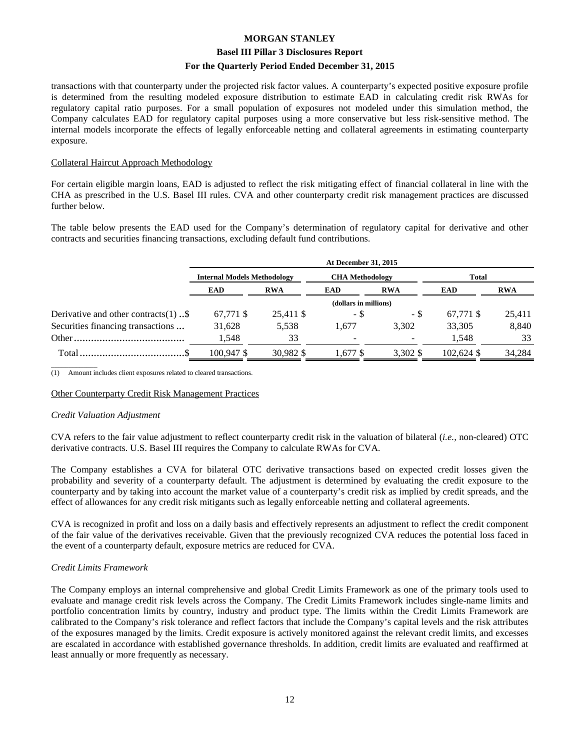transactions with that counterparty under the projected risk factor values. A counterparty's expected positive exposure profile is determined from the resulting modeled exposure distribution to estimate EAD in calculating credit risk RWAs for regulatory capital ratio purposes. For a small population of exposures not modeled under this simulation method, the Company calculates EAD for regulatory capital purposes using a more conservative but less risk-sensitive method. The internal models incorporate the effects of legally enforceable netting and collateral agreements in estimating counterparty exposure.

Collateral Haircut Approach Methodology

For certain eligible margin loans, EAD is adjusted to reflect the risk mitigating effect of financial collateral in line with the CHA as prescribed in the U.S. Basel III rules. CVA and other counterparty credit risk management practices are discussed further below.

The table below presents the EAD used for the Company's determination of regulatory capital for derivative and other contracts and securities financing transactions, excluding default fund contributions.

| | At December 31, 2015 | | | | | |
|---|---|---|---|---|---|---|
| | Internal Models Methodology | | CHA Methodology | | Total | |
| | EAD | RWA | EAD | RWA | EAD | RWA |
| | (dollars in millions) | | | | | |
| Derivative and other contracts(1) $ | 67,771 $ | 25,411 $ | - $ | - $ | 67,771 $ | 25,411 |
| Securities financing transactions | 31,628 | 5,538 | 1,677 | 3,302 | 33,305 | 8,840 |
| Other | 1,548 | 33 | - | - | 1,548 | 33 |
| Total $ | 100,947 $ | 30,982 $ | 1,677 $ | 3,302 $ | 102,624 $ | 34,284 |

(1) Amount includes client exposures related to cleared transactions.

Other Counterparty Credit Risk Management Practices

*Credit Valuation Adjustment*

CVA refers to the fair value adjustment to reflect counterparty credit risk in the valuation of bilateral (*i.e.,* non-cleared) OTC derivative contracts. U.S. Basel III requires the Company to calculate RWAs for CVA.

The Company establishes a CVA for bilateral OTC derivative transactions based on expected credit losses given the probability and severity of a counterparty default. The adjustment is determined by evaluating the credit exposure to the counterparty and by taking into account the market value of a counterparty's credit risk as implied by credit spreads, and the effect of allowances for any credit risk mitigants such as legally enforceable netting and collateral agreements.

CVA is recognized in profit and loss on a daily basis and effectively represents an adjustment to reflect the credit component of the fair value of the derivatives receivable. Given that the previously recognized CVA reduces the potential loss faced in the event of a counterparty default, exposure metrics are reduced for CVA.

*Credit Limits Framework*

The Company employs an internal comprehensive and global Credit Limits Framework as one of the primary tools used to evaluate and manage credit risk levels across the Company. The Credit Limits Framework includes single-name limits and portfolio concentration limits by country, industry and product type. The limits within the Credit Limits Framework are calibrated to the Company's risk tolerance and reflect factors that include the Company's capital levels and the risk attributes of the exposures managed by the limits. Credit exposure is actively monitored against the relevant credit limits, and excesses are escalated in accordance with established governance thresholds. In addition, credit limits are evaluated and reaffirmed at least annually or more frequently as necessary.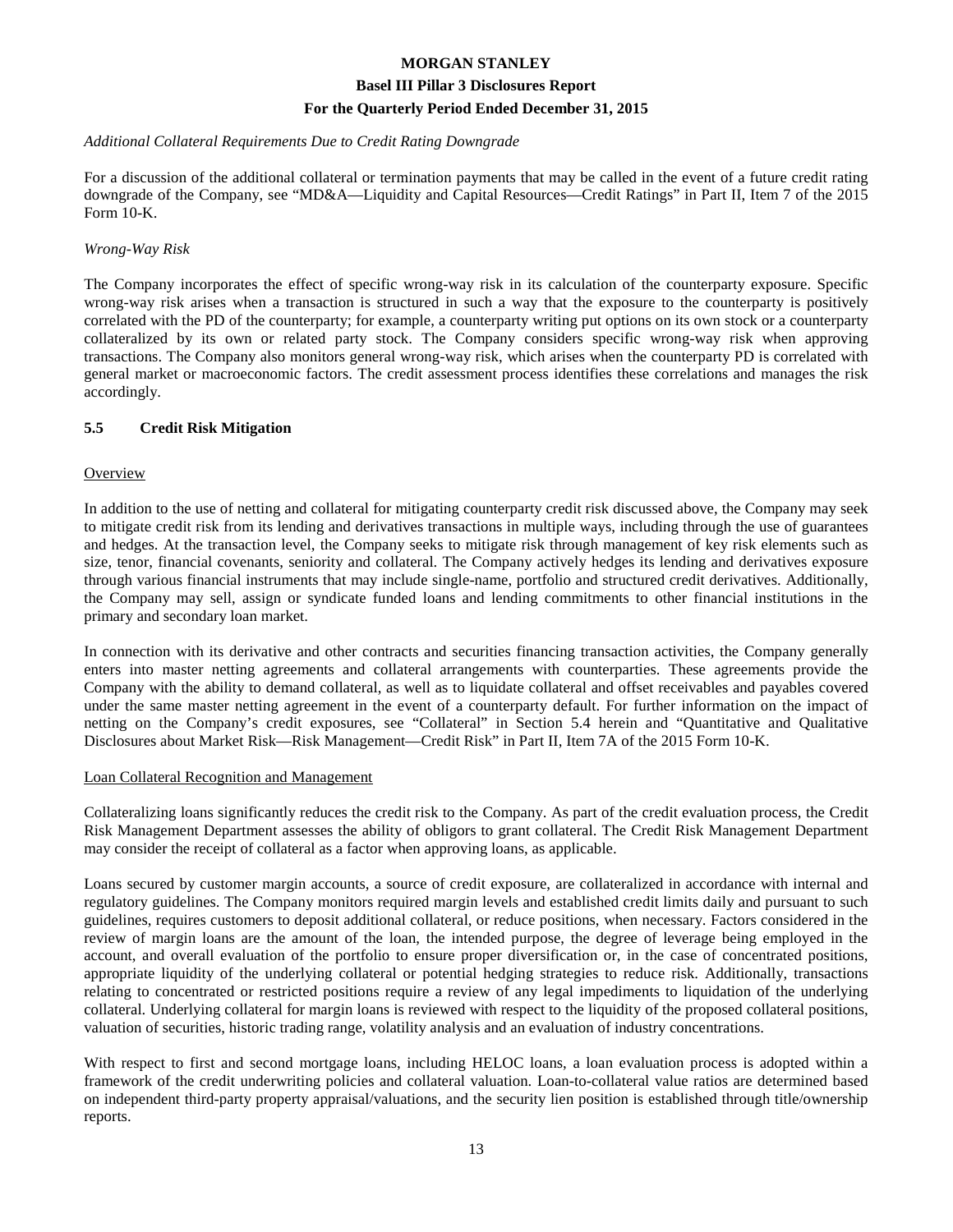*Additional Collateral Requirements Due to Credit Rating Downgrade*

For a discussion of the additional collateral or termination payments that may be called in the event of a future credit rating downgrade of the Company, see "MD&A—Liquidity and Capital Resources—Credit Ratings" in Part II, Item 7 of the 2015 Form 10-K.

*Wrong-Way Risk*

The Company incorporates the effect of specific wrong-way risk in its calculation of the counterparty exposure. Specific wrong-way risk arises when a transaction is structured in such a way that the exposure to the counterparty is positively correlated with the PD of the counterparty; for example, a counterparty writing put options on its own stock or a counterparty collateralized by its own or related party stock. The Company considers specific wrong-way risk when approving transactions. The Company also monitors general wrong-way risk, which arises when the counterparty PD is correlated with general market or macroeconomic factors. The credit assessment process identifies these correlations and manages the risk accordingly.

### 5.5 Credit Risk Mitigation

Overview

In addition to the use of netting and collateral for mitigating counterparty credit risk discussed above, the Company may seek to mitigate credit risk from its lending and derivatives transactions in multiple ways, including through the use of guarantees and hedges. At the transaction level, the Company seeks to mitigate risk through management of key risk elements such as size, tenor, financial covenants, seniority and collateral. The Company actively hedges its lending and derivatives exposure through various financial instruments that may include single-name, portfolio and structured credit derivatives. Additionally, the Company may sell, assign or syndicate funded loans and lending commitments to other financial institutions in the primary and secondary loan market.

In connection with its derivative and other contracts and securities financing transaction activities, the Company generally enters into master netting agreements and collateral arrangements with counterparties. These agreements provide the Company with the ability to demand collateral, as well as to liquidate collateral and offset receivables and payables covered under the same master netting agreement in the event of a counterparty default. For further information on the impact of netting on the Company's credit exposures, see "Collateral" in Section 5.4 herein and "Quantitative and Qualitative Disclosures about Market Risk—Risk Management—Credit Risk" in Part II, Item 7A of the 2015 Form 10-K.

Loan Collateral Recognition and Management

Collateralizing loans significantly reduces the credit risk to the Company. As part of the credit evaluation process, the Credit Risk Management Department assesses the ability of obligors to grant collateral. The Credit Risk Management Department may consider the receipt of collateral as a factor when approving loans, as applicable.

Loans secured by customer margin accounts, a source of credit exposure, are collateralized in accordance with internal and regulatory guidelines. The Company monitors required margin levels and established credit limits daily and pursuant to such guidelines, requires customers to deposit additional collateral, or reduce positions, when necessary. Factors considered in the review of margin loans are the amount of the loan, the intended purpose, the degree of leverage being employed in the account, and overall evaluation of the portfolio to ensure proper diversification or, in the case of concentrated positions, appropriate liquidity of the underlying collateral or potential hedging strategies to reduce risk. Additionally, transactions relating to concentrated or restricted positions require a review of any legal impediments to liquidation of the underlying collateral. Underlying collateral for margin loans is reviewed with respect to the liquidity of the proposed collateral positions, valuation of securities, historic trading range, volatility analysis and an evaluation of industry concentrations.

With respect to first and second mortgage loans, including HELOC loans, a loan evaluation process is adopted within a framework of the credit underwriting policies and collateral valuation. Loan-to-collateral value ratios are determined based on independent third-party property appraisal/valuations, and the security lien position is established through title/ownership reports.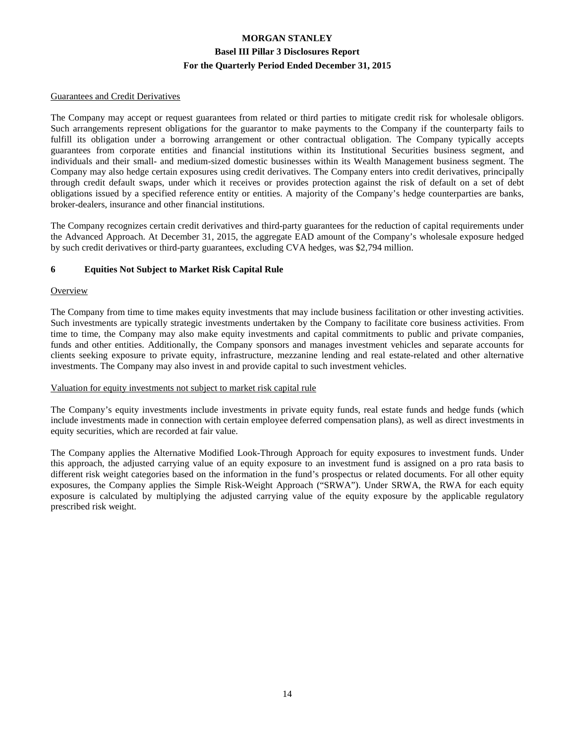Guarantees and Credit Derivatives

The Company may accept or request guarantees from related or third parties to mitigate credit risk for wholesale obligors. Such arrangements represent obligations for the guarantor to make payments to the Company if the counterparty fails to fulfill its obligation under a borrowing arrangement or other contractual obligation. The Company typically accepts guarantees from corporate entities and financial institutions within its Institutional Securities business segment, and individuals and their small- and medium-sized domestic businesses within its Wealth Management business segment. The Company may also hedge certain exposures using credit derivatives. The Company enters into credit derivatives, principally through credit default swaps, under which it receives or provides protection against the risk of default on a set of debt obligations issued by a specified reference entity or entities. A majority of the Company's hedge counterparties are banks, broker-dealers, insurance and other financial institutions.

The Company recognizes certain credit derivatives and third-party guarantees for the reduction of capital requirements under the Advanced Approach. At December 31, 2015, the aggregate EAD amount of the Company's wholesale exposure hedged by such credit derivatives or third-party guarantees, excluding CVA hedges, was $2,794 million.

## 6 Equities Not Subject to Market Risk Capital Rule

Overview

The Company from time to time makes equity investments that may include business facilitation or other investing activities. Such investments are typically strategic investments undertaken by the Company to facilitate core business activities. From time to time, the Company may also make equity investments and capital commitments to public and private companies, funds and other entities. Additionally, the Company sponsors and manages investment vehicles and separate accounts for clients seeking exposure to private equity, infrastructure, mezzanine lending and real estate-related and other alternative investments. The Company may also invest in and provide capital to such investment vehicles.

Valuation for equity investments not subject to market risk capital rule

The Company's equity investments include investments in private equity funds, real estate funds and hedge funds (which include investments made in connection with certain employee deferred compensation plans), as well as direct investments in equity securities, which are recorded at fair value.

The Company applies the Alternative Modified Look-Through Approach for equity exposures to investment funds. Under this approach, the adjusted carrying value of an equity exposure to an investment fund is assigned on a pro rata basis to different risk weight categories based on the information in the fund's prospectus or related documents. For all other equity exposures, the Company applies the Simple Risk-Weight Approach ("SRWA"). Under SRWA, the RWA for each equity exposure is calculated by multiplying the adjusted carrying value of the equity exposure by the applicable regulatory prescribed risk weight.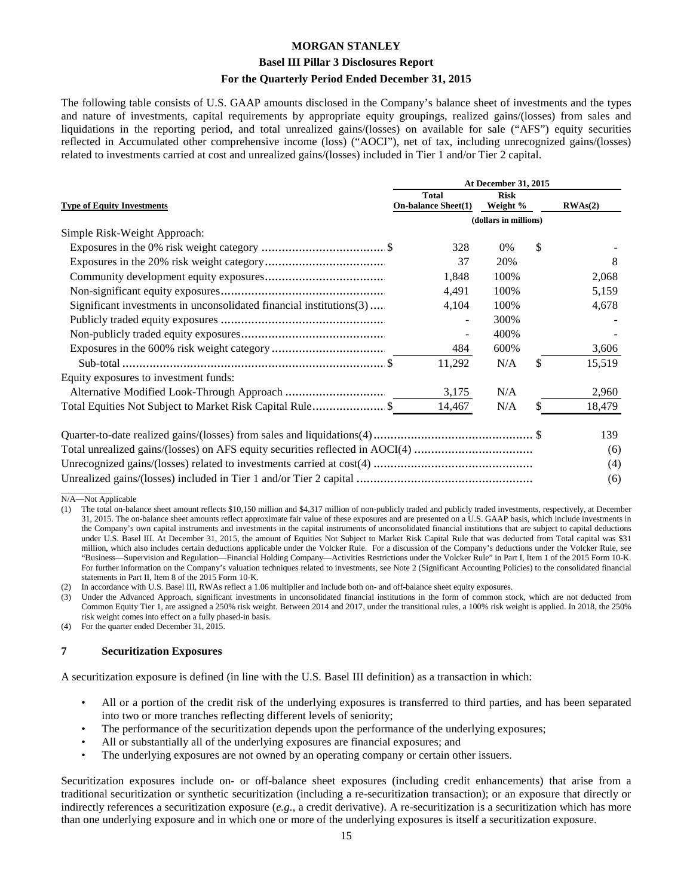The following table consists of U.S. GAAP amounts disclosed in the Company's balance sheet of investments and the types and nature of investments, capital requirements by appropriate equity groupings, realized gains/(losses) from sales and liquidations in the reporting period, and total unrealized gains/(losses) on available for sale ("AFS") equity securities reflected in Accumulated other comprehensive income (loss) ("AOCI"), net of tax, including unrecognized gains/(losses) related to investments carried at cost and unrealized gains/(losses) included in Tier 1 and/or Tier 2 capital.

| | At December 31, 2015 | | |
|---|---|---|---|
| **Type of Equity Investments** | **Total On-balance Sheet(1)** | **Risk Weight %** | **RWAs(2)** |
| | (dollars in millions) | | |
| Simple Risk-Weight Approach: | | | |
| Exposures in the 0% risk weight category | $ 328 | 0% | $ - |
| Exposures in the 20% risk weight category | 37 | 20% | 8 |
| Community development equity exposures | 1,848 | 100% | 2,068 |
| Non-significant equity exposures | 4,491 | 100% | 5,159 |
| Significant investments in unconsolidated financial institutions(3) | 4,104 | 100% | 4,678 |
| Publicly traded equity exposures | - | 300% | - |
| Non-publicly traded equity exposures | - | 400% | - |
| Exposures in the 600% risk weight category | 484 | 600% | 3,606 |
| Sub-total | $ 11,292 | N/A | $ 15,519 |
| Equity exposures to investment funds: | | | |
| Alternative Modified Look-Through Approach | 3,175 | N/A | 2,960 |
| Total Equities Not Subject to Market Risk Capital Rule | $ 14,467 | N/A | $ 18,479 |

| | |
|---|---|
| Quarter-to-date realized gains/(losses) from sales and liquidations(4) | $ 139 |
| Total unrealized gains/(losses) on AFS equity securities reflected in AOCI(4) | (6) |
| Unrecognized gains/(losses) related to investments carried at cost(4) | (4) |
| Unrealized gains/(losses) included in Tier 1 and/or Tier 2 capital | (6) |

N/A—Not Applicable

(1) The total on-balance sheet amount reflects $10,150 million and $4,317 million of non-publicly traded and publicly traded investments, respectively, at December 31, 2015. The on-balance sheet amounts reflect approximate fair value of these exposures and are presented on a U.S. GAAP basis, which include investments in the Company's own capital instruments and investments in the capital instruments of unconsolidated financial institutions that are subject to capital deductions under U.S. Basel III. At December 31, 2015, the amount of Equities Not Subject to Market Risk Capital Rule that was deducted from Total capital was $31 million, which also includes certain deductions applicable under the Volcker Rule. For a discussion of the Company's deductions under the Volcker Rule, see "Business—Supervision and Regulation—Financial Holding Company—Activities Restrictions under the Volcker Rule" in Part I, Item 1 of the 2015 Form 10-K. For further information on the Company's valuation techniques related to investments, see Note 2 (Significant Accounting Policies) to the consolidated financial statements in Part II, Item 8 of the 2015 Form 10-K.

(2) In accordance with U.S. Basel III, RWAs reflect a 1.06 multiplier and include both on- and off-balance sheet equity exposures.

(3) Under the Advanced Approach, significant investments in unconsolidated financial institutions in the form of common stock, which are not deducted from Common Equity Tier 1, are assigned a 250% risk weight. Between 2014 and 2017, under the transitional rules, a 100% risk weight is applied. In 2018, the 250% risk weight comes into effect on a fully phased-in basis.

(4) For the quarter ended December 31, 2015.

## 7 Securitization Exposures

A securitization exposure is defined (in line with the U.S. Basel III definition) as a transaction in which:

- All or a portion of the credit risk of the underlying exposures is transferred to third parties, and has been separated into two or more tranches reflecting different levels of seniority;
- The performance of the securitization depends upon the performance of the underlying exposures;
- All or substantially all of the underlying exposures are financial exposures; and
- The underlying exposures are not owned by an operating company or certain other issuers.

Securitization exposures include on- or off-balance sheet exposures (including credit enhancements) that arise from a traditional securitization or synthetic securitization (including a re-securitization transaction); or an exposure that directly or indirectly references a securitization exposure (*e.g.*, a credit derivative). A re-securitization is a securitization which has more than one underlying exposure and in which one or more of the underlying exposures is itself a securitization exposure.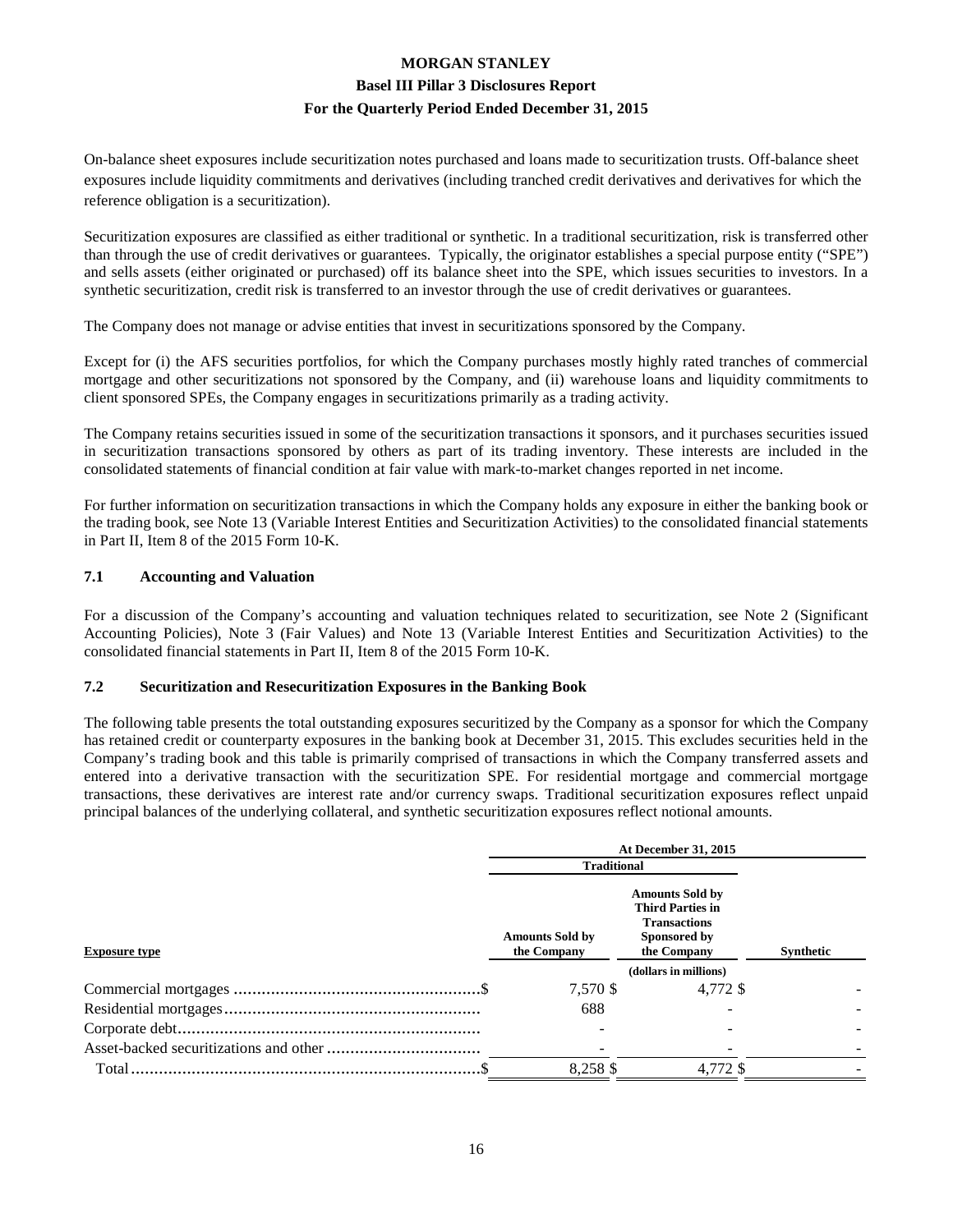On-balance sheet exposures include securitization notes purchased and loans made to securitization trusts. Off-balance sheet exposures include liquidity commitments and derivatives (including tranched credit derivatives and derivatives for which the reference obligation is a securitization).

Securitization exposures are classified as either traditional or synthetic. In a traditional securitization, risk is transferred other than through the use of credit derivatives or guarantees. Typically, the originator establishes a special purpose entity ("SPE") and sells assets (either originated or purchased) off its balance sheet into the SPE, which issues securities to investors. In a synthetic securitization, credit risk is transferred to an investor through the use of credit derivatives or guarantees.

The Company does not manage or advise entities that invest in securitizations sponsored by the Company.

Except for (i) the AFS securities portfolios, for which the Company purchases mostly highly rated tranches of commercial mortgage and other securitizations not sponsored by the Company, and (ii) warehouse loans and liquidity commitments to client sponsored SPEs, the Company engages in securitizations primarily as a trading activity.

The Company retains securities issued in some of the securitization transactions it sponsors, and it purchases securities issued in securitization transactions sponsored by others as part of its trading inventory. These interests are included in the consolidated statements of financial condition at fair value with mark-to-market changes reported in net income.

For further information on securitization transactions in which the Company holds any exposure in either the banking book or the trading book, see Note 13 (Variable Interest Entities and Securitization Activities) to the consolidated financial statements in Part II, Item 8 of the 2015 Form 10-K.

## 7.1 Accounting and Valuation

For a discussion of the Company's accounting and valuation techniques related to securitization, see Note 2 (Significant Accounting Policies), Note 3 (Fair Values) and Note 13 (Variable Interest Entities and Securitization Activities) to the consolidated financial statements in Part II, Item 8 of the 2015 Form 10-K.

## 7.2 Securitization and Resecuritization Exposures in the Banking Book

The following table presents the total outstanding exposures securitized by the Company as a sponsor for which the Company has retained credit or counterparty exposures in the banking book at December 31, 2015. This excludes securities held in the Company's trading book and this table is primarily comprised of transactions in which the Company transferred assets and entered into a derivative transaction with the securitization SPE. For residential mortgage and commercial mortgage transactions, these derivatives are interest rate and/or currency swaps. Traditional securitization exposures reflect unpaid principal balances of the underlying collateral, and synthetic securitization exposures reflect notional amounts.

| | At December 31, 2015 | | |
|---|---|---|---|
| | Traditional | | |
| Exposure type | Amounts Sold by the Company | Amounts Sold by Third Parties in Transactions Sponsored by the Company | Synthetic |
| | (dollars in millions) | | |
| Commercial mortgages | $ 7,570 | $ 4,772 | $ - |
| Residential mortgages | 688 | - | - |
| Corporate debt | - | - | - |
| Asset-backed securitizations and other | - | - | - |
| Total | $ 8,258 | $ 4,772 | $ - |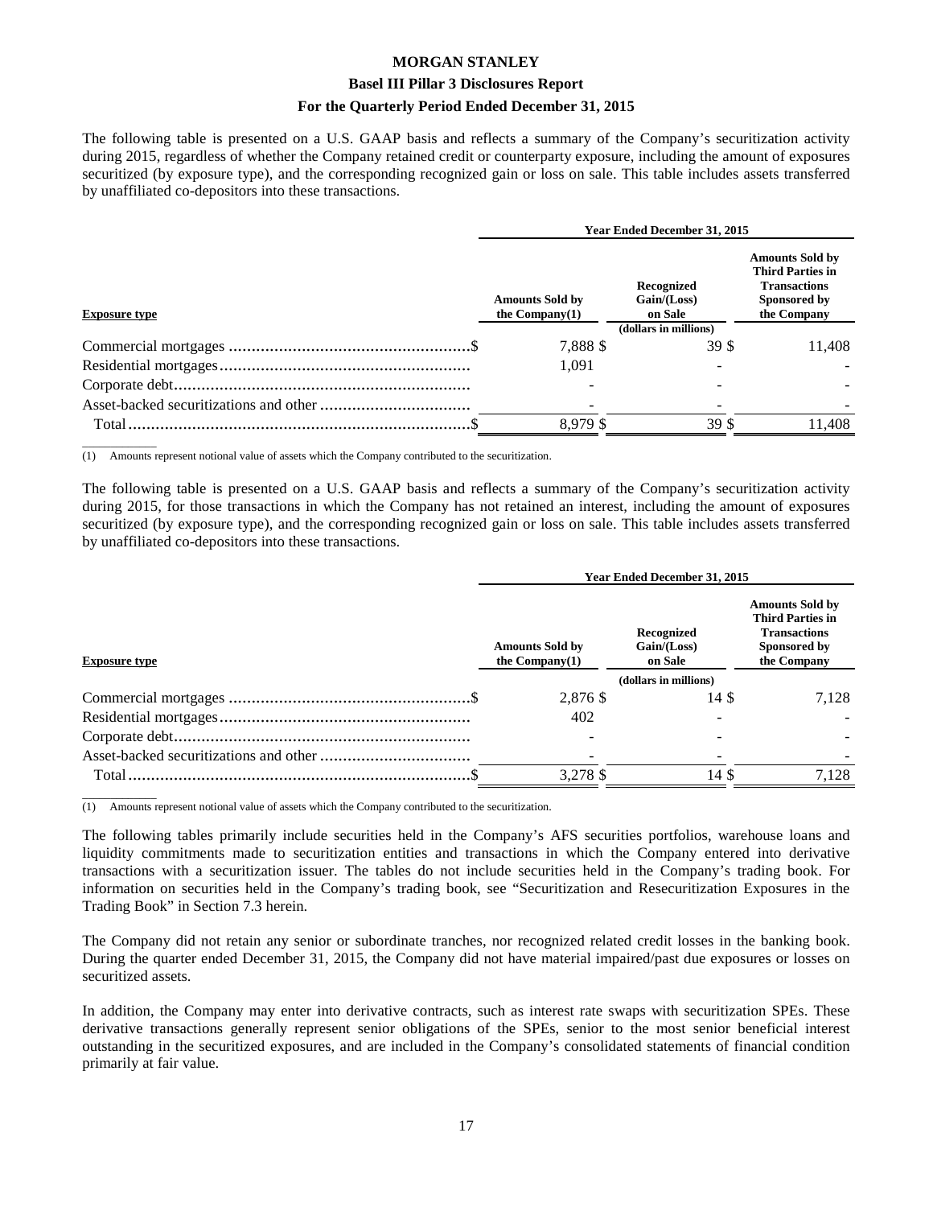The following table is presented on a U.S. GAAP basis and reflects a summary of the Company's securitization activity during 2015, regardless of whether the Company retained credit or counterparty exposure, including the amount of exposures securitized (by exposure type), and the corresponding recognized gain or loss on sale. This table includes assets transferred by unaffiliated co-depositors into these transactions.

| | Year Ended December 31, 2015 | | |
|---|---|---|---|
| Exposure type | Amounts Sold by the Company(1) | Recognized Gain/(Loss) on Sale | Amounts Sold by Third Parties in Transactions Sponsored by the Company |
| | | (dollars in millions) | |
| Commercial mortgages | $ 7,888 | $ 39 | $ 11,408 |
| Residential mortgages | 1,091 | - | - |
| Corporate debt | - | - | - |
| Asset-backed securitizations and other | - | - | - |
| Total | $ 8,979 | $ 39 | $ 11,408 |

(1) Amounts represent notional value of assets which the Company contributed to the securitization.

The following table is presented on a U.S. GAAP basis and reflects a summary of the Company's securitization activity during 2015, for those transactions in which the Company has not retained an interest, including the amount of exposures securitized (by exposure type), and the corresponding recognized gain or loss on sale. This table includes assets transferred by unaffiliated co-depositors into these transactions.

| | Year Ended December 31, 2015 | | |
|---|---|---|---|
| Exposure type | Amounts Sold by the Company(1) | Recognized Gain/(Loss) on Sale | Amounts Sold by Third Parties in Transactions Sponsored by the Company |
| | | (dollars in millions) | |
| Commercial mortgages | $ 2,876 | $ 14 | $ 7,128 |
| Residential mortgages | 402 | - | - |
| Corporate debt | - | - | - |
| Asset-backed securitizations and other | - | - | - |
| Total | $ 3,278 | $ 14 | $ 7,128 |

(1) Amounts represent notional value of assets which the Company contributed to the securitization.

The following tables primarily include securities held in the Company's AFS securities portfolios, warehouse loans and liquidity commitments made to securitization entities and transactions in which the Company entered into derivative transactions with a securitization issuer. The tables do not include securities held in the Company's trading book. For information on securities held in the Company's trading book, see "Securitization and Resecuritization Exposures in the Trading Book" in Section 7.3 herein.

The Company did not retain any senior or subordinate tranches, nor recognized related credit losses in the banking book. During the quarter ended December 31, 2015, the Company did not have material impaired/past due exposures or losses on securitized assets.

In addition, the Company may enter into derivative contracts, such as interest rate swaps with securitization SPEs. These derivative transactions generally represent senior obligations of the SPEs, senior to the most senior beneficial interest outstanding in the securitized exposures, and are included in the Company's consolidated statements of financial condition primarily at fair value.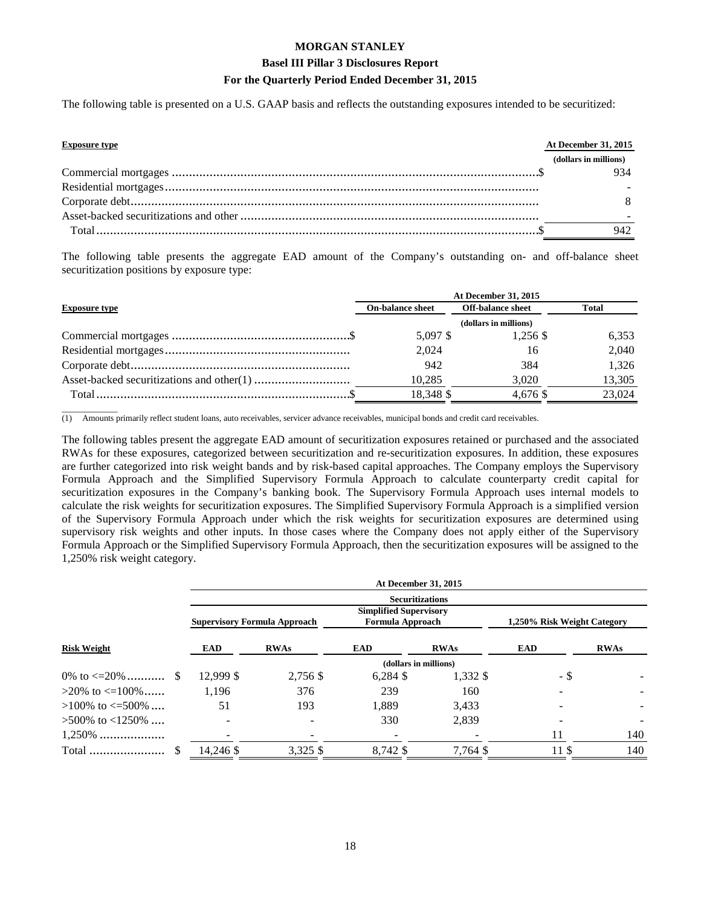The following table is presented on a U.S. GAAP basis and reflects the outstanding exposures intended to be securitized:

| Exposure type | At December 31, 2015 |
|---|---|
| | (dollars in millions) |
| Commercial mortgages | $ 934 |
| Residential mortgages | - |
| Corporate debt | 8 |
| Asset-backed securitizations and other | - |
| Total | $ 942 |

The following table presents the aggregate EAD amount of the Company's outstanding on- and off-balance sheet securitization positions by exposure type:

| Exposure type | At December 31, 2015 | | |
|---|---|---|---|
| | On-balance sheet | Off-balance sheet | Total |
| | (dollars in millions) | | |
| Commercial mortgages | $ 5,097 | $ 1,256 | $ 6,353 |
| Residential mortgages | 2,024 | 16 | 2,040 |
| Corporate debt | 942 | 384 | 1,326 |
| Asset-backed securitizations and other(1) | 10,285 | 3,020 | 13,305 |
| Total | $ 18,348 | $ 4,676 | $ 23,024 |

(1) Amounts primarily reflect student loans, auto receivables, servicer advance receivables, municipal bonds and credit card receivables.

The following tables present the aggregate EAD amount of securitization exposures retained or purchased and the associated RWAs for these exposures, categorized between securitization and re-securitization exposures. In addition, these exposures are further categorized into risk weight bands and by risk-based capital approaches. The Company employs the Supervisory Formula Approach and the Simplified Supervisory Formula Approach to calculate counterparty credit capital for securitization exposures in the Company's banking book. The Supervisory Formula Approach uses internal models to calculate the risk weights for securitization exposures. The Simplified Supervisory Formula Approach is a simplified version of the Supervisory Formula Approach under which the risk weights for securitization exposures are determined using supervisory risk weights and other inputs. In those cases where the Company does not apply either of the Supervisory Formula Approach or the Simplified Supervisory Formula Approach, then the securitization exposures will be assigned to the 1,250% risk weight category.

| | At December 31, 2015 | | | | | |
|---|---|---|---|---|---|---|
| | Securitizations | | | | | |
| | Supervisory Formula Approach | | Simplified Supervisory Formula Approach | | 1,250% Risk Weight Category | |
| Risk Weight | EAD | RWAs | EAD | RWAs | EAD | RWAs |
| | (dollars in millions) | | | | | |
| 0% to <=20% | $ 12,999 | $ 2,756 | $ 6,284 | $ 1,332 | $ - | $ - |
| >20% to <=100% | 1,196 | 376 | 239 | 160 | - | - |
| >100% to <=500% | 51 | 193 | 1,889 | 3,433 | - | - |
| >500% to <1250% | - | - | 330 | 2,839 | - | - |
| 1,250% | - | - | - | - | 11 | 140 |
| Total | $ 14,246 | $ 3,325 | $ 8,742 | $ 7,764 | $ 11 | $ 140 |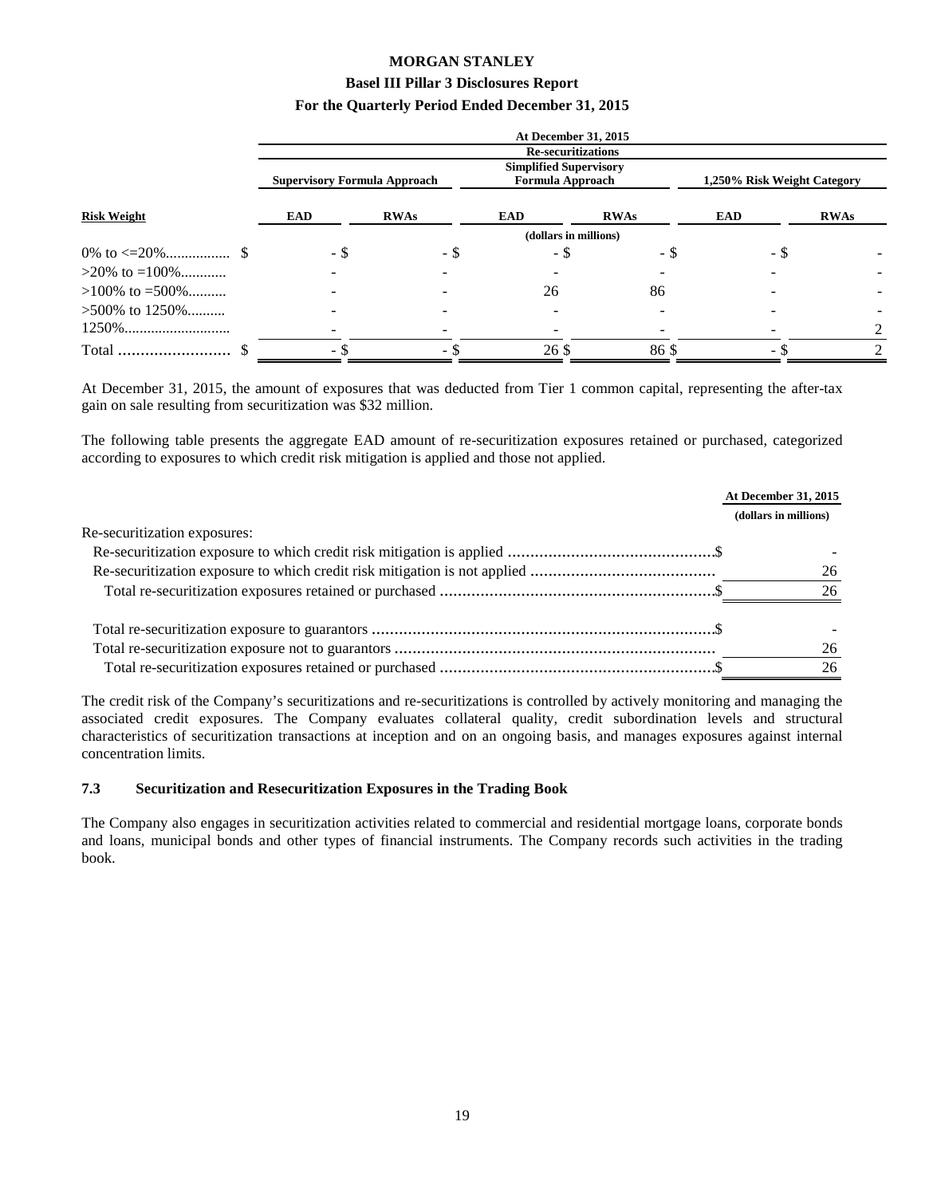| | At December 31, 2015 | | | | | |
|---|---|---|---|---|---|---|
| | Re-securitizations | | | | | |
| | Supervisory Formula Approach | | Simplified Supervisory Formula Approach | | 1,250% Risk Weight Category | |
| Risk Weight | EAD | RWAs | EAD | RWAs | EAD | RWAs |
| | (dollars in millions) | | | | | |
| 0% to <=20% | $ - | $ - | $ - | $ - | $ - | $ - |
| >20% to =100% | - | - | - | - | - | - |
| >100% to =500% | - | - | 26 | 86 | - | - |
| >500% to 1250% | - | - | - | - | - | - |
| 1250% | - | - | - | - | - | 2 |
| Total | $ - | $ - | $ 26 | $ 86 | $ - | $ 2 |

At December 31, 2015, the amount of exposures that was deducted from Tier 1 common capital, representing the after-tax gain on sale resulting from securitization was $32 million.

The following table presents the aggregate EAD amount of re-securitization exposures retained or purchased, categorized according to exposures to which credit risk mitigation is applied and those not applied.

| | At December 31, 2015 |
|---|---|
| | (dollars in millions) |
| Re-securitization exposures: | |
| Re-securitization exposure to which credit risk mitigation is applied | $ - |
| Re-securitization exposure to which credit risk mitigation is not applied | 26 |
| Total re-securitization exposures retained or purchased | $ 26 |
| | |
| Total re-securitization exposure to guarantors | $ - |
| Total re-securitization exposure not to guarantors | 26 |
| Total re-securitization exposures retained or purchased | $ 26 |

The credit risk of the Company's securitizations and re-securitizations is controlled by actively monitoring and managing the associated credit exposures. The Company evaluates collateral quality, credit subordination levels and structural characteristics of securitization transactions at inception and on an ongoing basis, and manages exposures against internal concentration limits.

### 7.3 Securitization and Resecuritization Exposures in the Trading Book

The Company also engages in securitization activities related to commercial and residential mortgage loans, corporate bonds and loans, municipal bonds and other types of financial instruments. The Company records such activities in the trading book.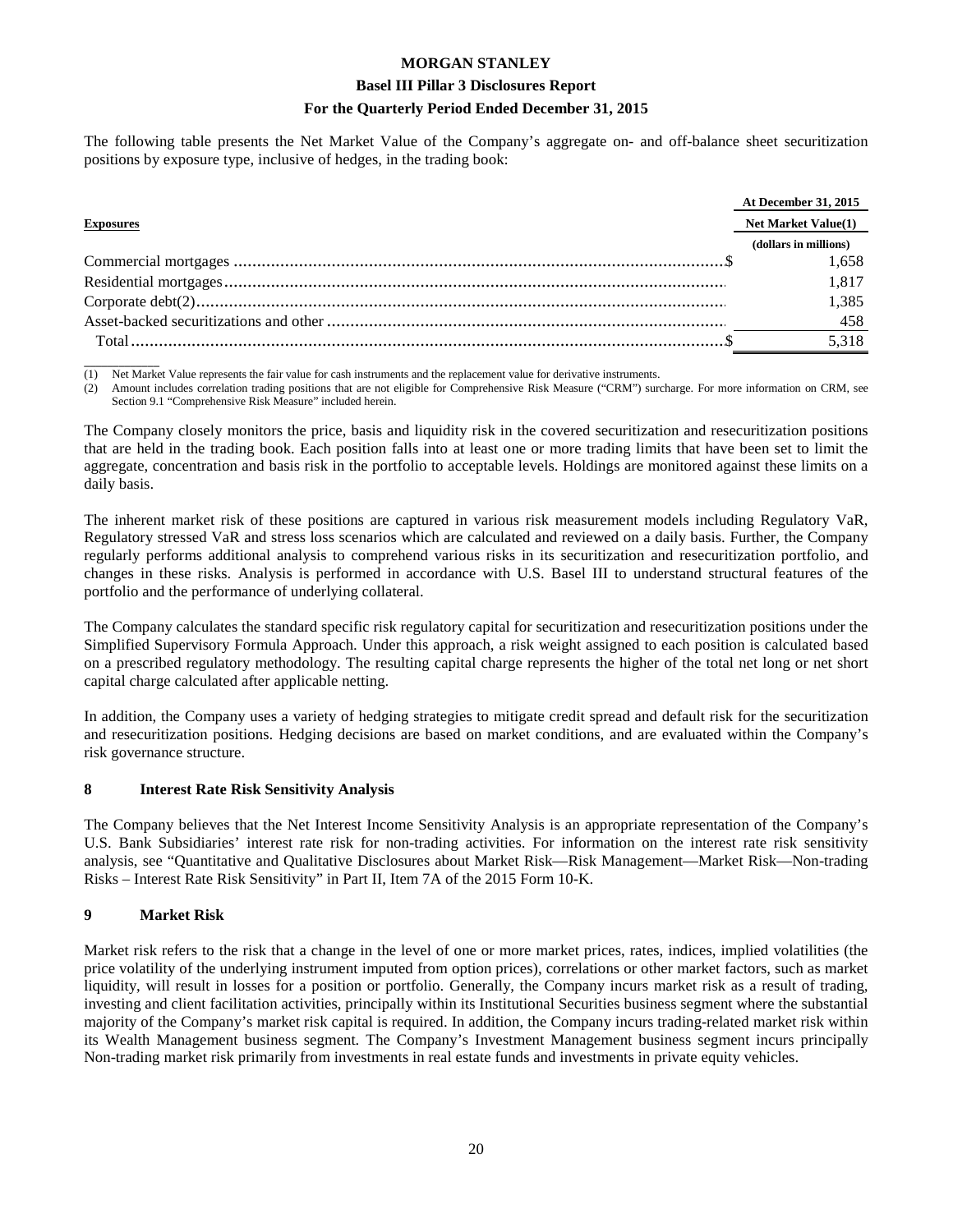The following table presents the Net Market Value of the Company's aggregate on- and off-balance sheet securitization positions by exposure type, inclusive of hedges, in the trading book:

| Exposures | At December 31, 2015 |
|---|---|
| | Net Market Value(1) |
| | (dollars in millions) |
| Commercial mortgages | $ 1,658 |
| Residential mortgages | 1,817 |
| Corporate debt(2) | 1,385 |
| Asset-backed securitizations and other | 458 |
| Total | $ 5,318 |

(1) Net Market Value represents the fair value for cash instruments and the replacement value for derivative instruments.
(2) Amount includes correlation trading positions that are not eligible for Comprehensive Risk Measure ("CRM") surcharge. For more information on CRM, see Section 9.1 "Comprehensive Risk Measure" included herein.

The Company closely monitors the price, basis and liquidity risk in the covered securitization and resecuritization positions that are held in the trading book. Each position falls into at least one or more trading limits that have been set to limit the aggregate, concentration and basis risk in the portfolio to acceptable levels. Holdings are monitored against these limits on a daily basis.

The inherent market risk of these positions are captured in various risk measurement models including Regulatory VaR, Regulatory stressed VaR and stress loss scenarios which are calculated and reviewed on a daily basis. Further, the Company regularly performs additional analysis to comprehend various risks in its securitization and resecuritization portfolio, and changes in these risks. Analysis is performed in accordance with U.S. Basel III to understand structural features of the portfolio and the performance of underlying collateral.

The Company calculates the standard specific risk regulatory capital for securitization and resecuritization positions under the Simplified Supervisory Formula Approach. Under this approach, a risk weight assigned to each position is calculated based on a prescribed regulatory methodology. The resulting capital charge represents the higher of the total net long or net short capital charge calculated after applicable netting.

In addition, the Company uses a variety of hedging strategies to mitigate credit spread and default risk for the securitization and resecuritization positions. Hedging decisions are based on market conditions, and are evaluated within the Company's risk governance structure.

## 8 Interest Rate Risk Sensitivity Analysis

The Company believes that the Net Interest Income Sensitivity Analysis is an appropriate representation of the Company's U.S. Bank Subsidiaries' interest rate risk for non-trading activities. For information on the interest rate risk sensitivity analysis, see "Quantitative and Qualitative Disclosures about Market Risk—Risk Management—Market Risk—Non-trading Risks – Interest Rate Risk Sensitivity" in Part II, Item 7A of the 2015 Form 10-K.

## 9 Market Risk

Market risk refers to the risk that a change in the level of one or more market prices, rates, indices, implied volatilities (the price volatility of the underlying instrument imputed from option prices), correlations or other market factors, such as market liquidity, will result in losses for a position or portfolio. Generally, the Company incurs market risk as a result of trading, investing and client facilitation activities, principally within its Institutional Securities business segment where the substantial majority of the Company's market risk capital is required. In addition, the Company incurs trading-related market risk within its Wealth Management business segment. The Company's Investment Management business segment incurs principally Non-trading market risk primarily from investments in real estate funds and investments in private equity vehicles.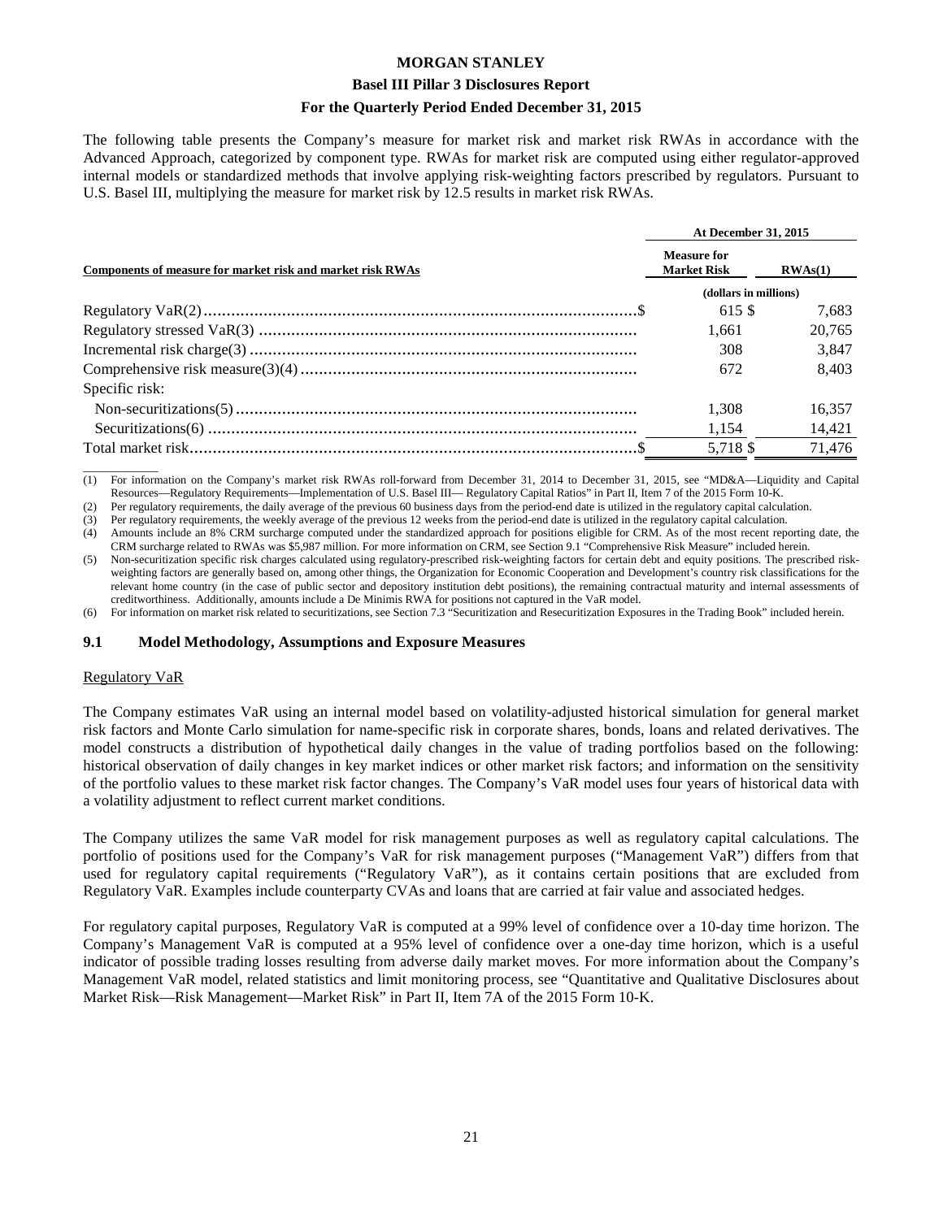The following table presents the Company's measure for market risk and market risk RWAs in accordance with the Advanced Approach, categorized by component type. RWAs for market risk are computed using either regulator-approved internal models or standardized methods that involve applying risk-weighting factors prescribed by regulators. Pursuant to U.S. Basel III, multiplying the measure for market risk by 12.5 results in market risk RWAs.

| Components of measure for market risk and market risk RWAs | At December 31, 2015 | |
|---|---|---|
| | Measure for Market Risk | RWAs(1) |
| | (dollars in millions) | |
| Regulatory VaR(2) | $ 615 | $ 7,683 |
| Regulatory stressed VaR(3) | 1,661 | 20,765 |
| Incremental risk charge(3) | 308 | 3,847 |
| Comprehensive risk measure(3)(4) | 672 | 8,403 |
| Specific risk: | | |
| Non-securitizations(5) | 1,308 | 16,357 |
| Securitizations(6) | 1,154 | 14,421 |
| Total market risk | $ 5,718 | $ 71,476 |

(1) For information on the Company's market risk RWAs roll-forward from December 31, 2014 to December 31, 2015, see "MD&A—Liquidity and Capital Resources—Regulatory Requirements—Implementation of U.S. Basel III— Regulatory Capital Ratios" in Part II, Item 7 of the 2015 Form 10-K.
(2) Per regulatory requirements, the daily average of the previous 60 business days from the period-end date is utilized in the regulatory capital calculation.
(3) Per regulatory requirements, the weekly average of the previous 12 weeks from the period-end date is utilized in the regulatory capital calculation.
(4) Amounts include an 8% CRM surcharge computed under the standardized approach for positions eligible for CRM. As of the most recent reporting date, the CRM surcharge related to RWAs was $5,987 million. For more information on CRM, see Section 9.1 "Comprehensive Risk Measure" included herein.
(5) Non-securitization specific risk charges calculated using regulatory-prescribed risk-weighting factors for certain debt and equity positions. The prescribed risk-weighting factors are generally based on, among other things, the Organization for Economic Cooperation and Development's country risk classifications for the relevant home country (in the case of public sector and depository institution debt positions), the remaining contractual maturity and internal assessments of creditworthiness. Additionally, amounts include a De Minimis RWA for positions not captured in the VaR model.
(6) For information on market risk related to securitizations, see Section 7.3 "Securitization and Resecuritization Exposures in the Trading Book" included herein.

### 9.1 Model Methodology, Assumptions and Exposure Measures

Regulatory VaR

The Company estimates VaR using an internal model based on volatility-adjusted historical simulation for general market risk factors and Monte Carlo simulation for name-specific risk in corporate shares, bonds, loans and related derivatives. The model constructs a distribution of hypothetical daily changes in the value of trading portfolios based on the following: historical observation of daily changes in key market indices or other market risk factors; and information on the sensitivity of the portfolio values to these market risk factor changes. The Company's VaR model uses four years of historical data with a volatility adjustment to reflect current market conditions.

The Company utilizes the same VaR model for risk management purposes as well as regulatory capital calculations. The portfolio of positions used for the Company's VaR for risk management purposes ("Management VaR") differs from that used for regulatory capital requirements ("Regulatory VaR"), as it contains certain positions that are excluded from Regulatory VaR. Examples include counterparty CVAs and loans that are carried at fair value and associated hedges.

For regulatory capital purposes, Regulatory VaR is computed at a 99% level of confidence over a 10-day time horizon. The Company's Management VaR is computed at a 95% level of confidence over a one-day time horizon, which is a useful indicator of possible trading losses resulting from adverse daily market moves. For more information about the Company's Management VaR model, related statistics and limit monitoring process, see "Quantitative and Qualitative Disclosures about Market Risk—Risk Management—Market Risk" in Part II, Item 7A of the 2015 Form 10-K.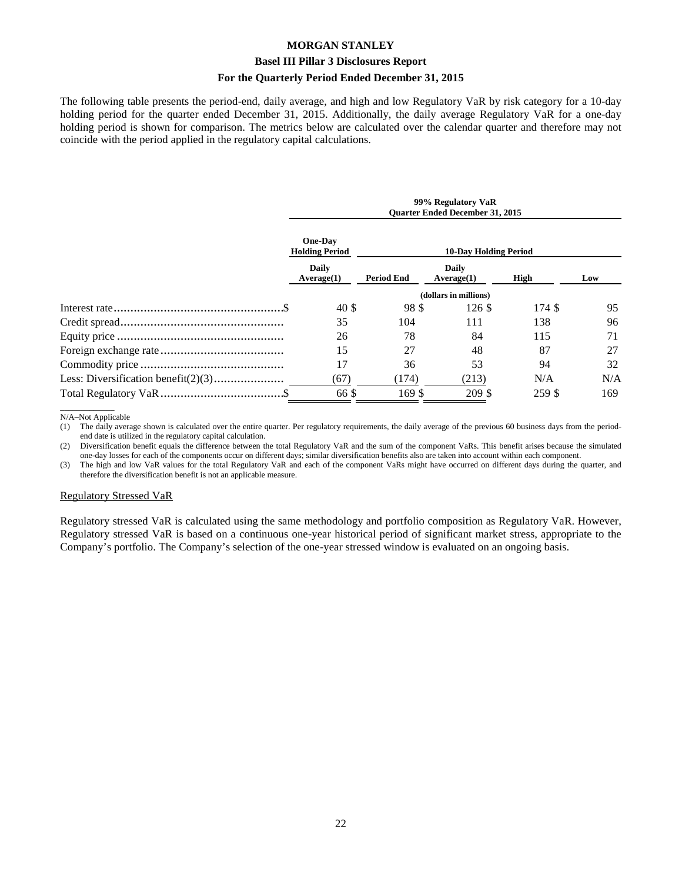The following table presents the period-end, daily average, and high and low Regulatory VaR by risk category for a 10-day holding period for the quarter ended December 31, 2015. Additionally, the daily average Regulatory VaR for a one-day holding period is shown for comparison. The metrics below are calculated over the calendar quarter and therefore may not coincide with the period applied in the regulatory capital calculations.

| | 99% Regulatory VaR Quarter Ended December 31, 2015 | | | | |
|---|---|---|---|---|---|
| | One-Day Holding Period | 10-Day Holding Period | | | |
| | Daily Average(1) | Period End | Daily Average(1) | High | Low |
| | (dollars in millions) | | | | |
| Interest rate | $ 40 | $ 98 | $ 126 | $ 174 | $ 95 |
| Credit spread | 35 | 104 | 111 | 138 | 96 |
| Equity price | 26 | 78 | 84 | 115 | 71 |
| Foreign exchange rate | 15 | 27 | 48 | 87 | 27 |
| Commodity price | 17 | 36 | 53 | 94 | 32 |
| Less: Diversification benefit(2)(3) | (67) | (174) | (213) | N/A | N/A |
| Total Regulatory VaR | $ 66 | $ 169 | $ 209 | $ 259 | $ 169 |

N/A–Not Applicable

(1) The daily average shown is calculated over the entire quarter. Per regulatory requirements, the daily average of the previous 60 business days from the period-end date is utilized in the regulatory capital calculation.

(2) Diversification benefit equals the difference between the total Regulatory VaR and the sum of the component VaRs. This benefit arises because the simulated one-day losses for each of the components occur on different days; similar diversification benefits also are taken into account within each component.

(3) The high and low VaR values for the total Regulatory VaR and each of the component VaRs might have occurred on different days during the quarter, and therefore the diversification benefit is not an applicable measure.

Regulatory Stressed VaR

Regulatory stressed VaR is calculated using the same methodology and portfolio composition as Regulatory VaR. However, Regulatory stressed VaR is based on a continuous one-year historical period of significant market stress, appropriate to the Company's portfolio. The Company's selection of the one-year stressed window is evaluated on an ongoing basis.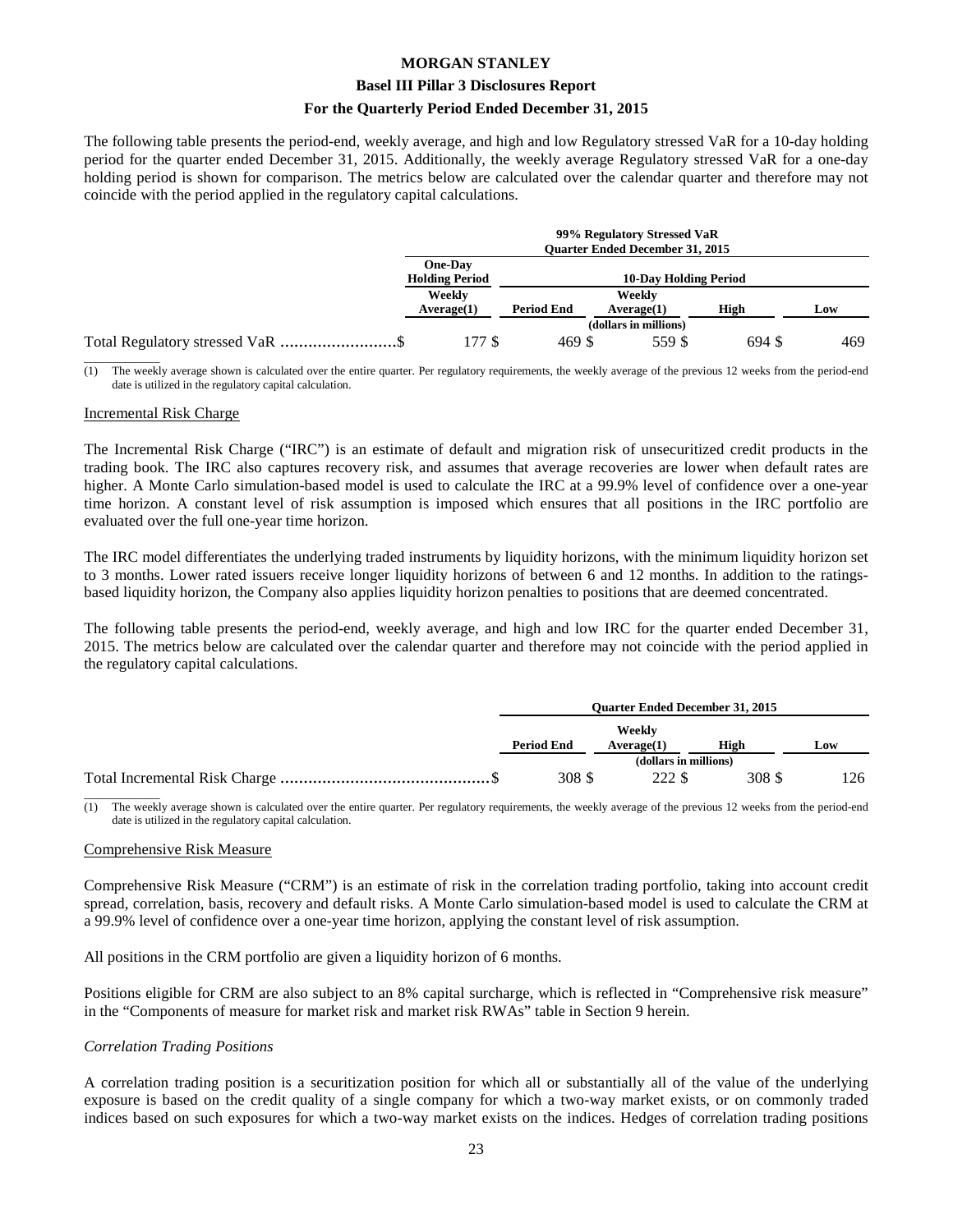The following table presents the period-end, weekly average, and high and low Regulatory stressed VaR for a 10-day holding period for the quarter ended December 31, 2015. Additionally, the weekly average Regulatory stressed VaR for a one-day holding period is shown for comparison. The metrics below are calculated over the calendar quarter and therefore may not coincide with the period applied in the regulatory capital calculations.

| | 99% Regulatory Stressed VaR Quarter Ended December 31, 2015 | | | | |
|---|---|---|---|---|---|
| | One-Day Holding Period | 10-Day Holding Period | | | |
| | Weekly Average(1) | Period End | Weekly Average(1) | High | Low |
| | (dollars in millions) | | | | |
| Total Regulatory stressed VaR | $ 177 | $ 469 | $ 559 | $ 694 | $ 469 |

(1) The weekly average shown is calculated over the entire quarter. Per regulatory requirements, the weekly average of the previous 12 weeks from the period-end date is utilized in the regulatory capital calculation.

Incremental Risk Charge

The Incremental Risk Charge ("IRC") is an estimate of default and migration risk of unsecuritized credit products in the trading book. The IRC also captures recovery risk, and assumes that average recoveries are lower when default rates are higher. A Monte Carlo simulation-based model is used to calculate the IRC at a 99.9% level of confidence over a one-year time horizon. A constant level of risk assumption is imposed which ensures that all positions in the IRC portfolio are evaluated over the full one-year time horizon.

The IRC model differentiates the underlying traded instruments by liquidity horizons, with the minimum liquidity horizon set to 3 months. Lower rated issuers receive longer liquidity horizons of between 6 and 12 months. In addition to the ratings-based liquidity horizon, the Company also applies liquidity horizon penalties to positions that are deemed concentrated.

The following table presents the period-end, weekly average, and high and low IRC for the quarter ended December 31, 2015. The metrics below are calculated over the calendar quarter and therefore may not coincide with the period applied in the regulatory capital calculations.

| | Quarter Ended December 31, 2015 | | | |
|---|---|---|---|---|
| | Period End | Weekly Average(1) | High | Low |
| | (dollars in millions) | | | |
| Total Incremental Risk Charge | $ 308 | $ 222 | $ 308 | $ 126 |

(1) The weekly average shown is calculated over the entire quarter. Per regulatory requirements, the weekly average of the previous 12 weeks from the period-end date is utilized in the regulatory capital calculation.

Comprehensive Risk Measure

Comprehensive Risk Measure ("CRM") is an estimate of risk in the correlation trading portfolio, taking into account credit spread, correlation, basis, recovery and default risks. A Monte Carlo simulation-based model is used to calculate the CRM at a 99.9% level of confidence over a one-year time horizon, applying the constant level of risk assumption.

All positions in the CRM portfolio are given a liquidity horizon of 6 months.

Positions eligible for CRM are also subject to an 8% capital surcharge, which is reflected in "Comprehensive risk measure" in the "Components of measure for market risk and market risk RWAs" table in Section 9 herein.

*Correlation Trading Positions*

A correlation trading position is a securitization position for which all or substantially all of the value of the underlying exposure is based on the credit quality of a single company for which a two-way market exists, or on commonly traded indices based on such exposures for which a two-way market exists on the indices. Hedges of correlation trading positions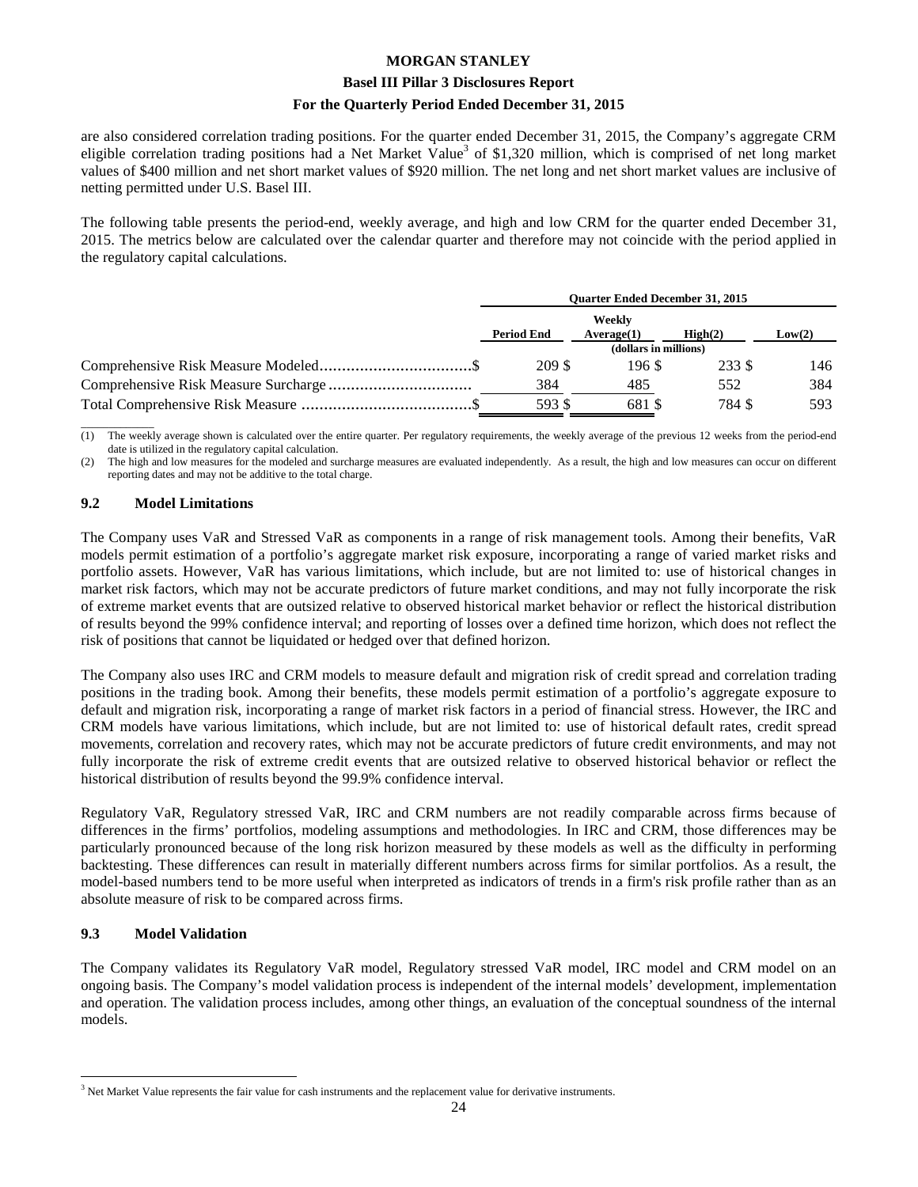are also considered correlation trading positions. For the quarter ended December 31, 2015, the Company's aggregate CRM eligible correlation trading positions had a Net Market Value[3] of $1,320 million, which is comprised of net long market values of $400 million and net short market values of $920 million. The net long and net short market values are inclusive of netting permitted under U.S. Basel III.

The following table presents the period-end, weekly average, and high and low CRM for the quarter ended December 31, 2015. The metrics below are calculated over the calendar quarter and therefore may not coincide with the period applied in the regulatory capital calculations.

| | Quarter Ended December 31, 2015 | | | |
|---|---|---|---|---|
| | Period End | Weekly Average(1) | High(2) | Low(2) |
| | (dollars in millions) | | | |
| Comprehensive Risk Measure Modeled | $ 209 | $ 196 | $ 233 | $ 146 |
| Comprehensive Risk Measure Surcharge | 384 | 485 | 552 | 384 |
| Total Comprehensive Risk Measure | $ 593 | $ 681 | $ 784 | $ 593 |

(1) The weekly average shown is calculated over the entire quarter. Per regulatory requirements, the weekly average of the previous 12 weeks from the period-end date is utilized in the regulatory capital calculation.

(2) The high and low measures for the modeled and surcharge measures are evaluated independently. As a result, the high and low measures can occur on different reporting dates and may not be additive to the total charge.

### 9.2 Model Limitations

The Company uses VaR and Stressed VaR as components in a range of risk management tools. Among their benefits, VaR models permit estimation of a portfolio's aggregate market risk exposure, incorporating a range of varied market risks and portfolio assets. However, VaR has various limitations, which include, but are not limited to: use of historical changes in market risk factors, which may not be accurate predictors of future market conditions, and may not fully incorporate the risk of extreme market events that are outsized relative to observed historical market behavior or reflect the historical distribution of results beyond the 99% confidence interval; and reporting of losses over a defined time horizon, which does not reflect the risk of positions that cannot be liquidated or hedged over that defined horizon.

The Company also uses IRC and CRM models to measure default and migration risk of credit spread and correlation trading positions in the trading book. Among their benefits, these models permit estimation of a portfolio's aggregate exposure to default and migration risk, incorporating a range of market risk factors in a period of financial stress. However, the IRC and CRM models have various limitations, which include, but are not limited to: use of historical default rates, credit spread movements, correlation and recovery rates, which may not be accurate predictors of future credit environments, and may not fully incorporate the risk of extreme credit events that are outsized relative to observed historical behavior or reflect the historical distribution of results beyond the 99.9% confidence interval.

Regulatory VaR, Regulatory stressed VaR, IRC and CRM numbers are not readily comparable across firms because of differences in the firms' portfolios, modeling assumptions and methodologies. In IRC and CRM, those differences may be particularly pronounced because of the long risk horizon measured by these models as well as the difficulty in performing backtesting. These differences can result in materially different numbers across firms for similar portfolios. As a result, the model-based numbers tend to be more useful when interpreted as indicators of trends in a firm's risk profile rather than as an absolute measure of risk to be compared across firms.

### 9.3 Model Validation

The Company validates its Regulatory VaR model, Regulatory stressed VaR model, IRC model and CRM model on an ongoing basis. The Company's model validation process is independent of the internal models' development, implementation and operation. The validation process includes, among other things, an evaluation of the conceptual soundness of the internal models.

[3] Net Market Value represents the fair value for cash instruments and the replacement value for derivative instruments.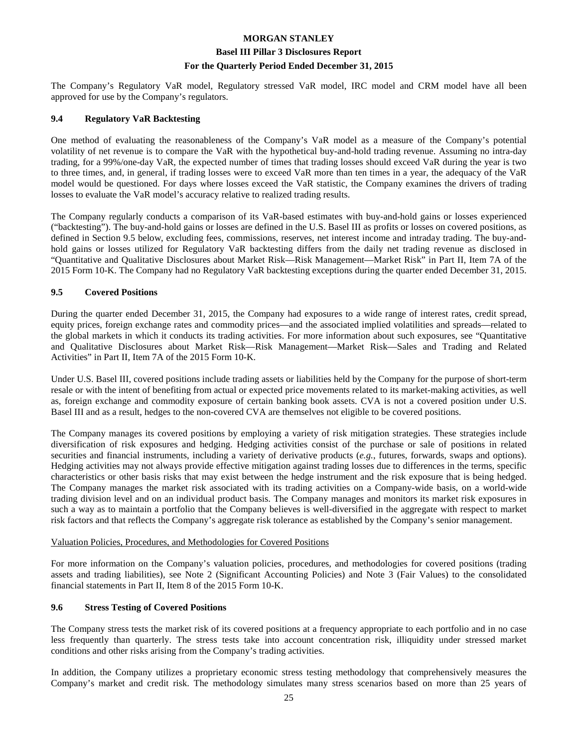The Company's Regulatory VaR model, Regulatory stressed VaR model, IRC model and CRM model have all been approved for use by the Company's regulators.

### 9.4 Regulatory VaR Backtesting

One method of evaluating the reasonableness of the Company's VaR model as a measure of the Company's potential volatility of net revenue is to compare the VaR with the hypothetical buy-and-hold trading revenue. Assuming no intra-day trading, for a 99%/one-day VaR, the expected number of times that trading losses should exceed VaR during the year is two to three times, and, in general, if trading losses were to exceed VaR more than ten times in a year, the adequacy of the VaR model would be questioned. For days where losses exceed the VaR statistic, the Company examines the drivers of trading losses to evaluate the VaR model's accuracy relative to realized trading results.

The Company regularly conducts a comparison of its VaR-based estimates with buy-and-hold gains or losses experienced ("backtesting"). The buy-and-hold gains or losses are defined in the U.S. Basel III as profits or losses on covered positions, as defined in Section 9.5 below, excluding fees, commissions, reserves, net interest income and intraday trading. The buy-and-hold gains or losses utilized for Regulatory VaR backtesting differs from the daily net trading revenue as disclosed in "Quantitative and Qualitative Disclosures about Market Risk—Risk Management—Market Risk" in Part II, Item 7A of the 2015 Form 10-K. The Company had no Regulatory VaR backtesting exceptions during the quarter ended December 31, 2015.

### 9.5 Covered Positions

During the quarter ended December 31, 2015, the Company had exposures to a wide range of interest rates, credit spread, equity prices, foreign exchange rates and commodity prices—and the associated implied volatilities and spreads—related to the global markets in which it conducts its trading activities. For more information about such exposures, see "Quantitative and Qualitative Disclosures about Market Risk—Risk Management—Market Risk—Sales and Trading and Related Activities" in Part II, Item 7A of the 2015 Form 10-K.

Under U.S. Basel III, covered positions include trading assets or liabilities held by the Company for the purpose of short-term resale or with the intent of benefiting from actual or expected price movements related to its market-making activities, as well as, foreign exchange and commodity exposure of certain banking book assets. CVA is not a covered position under U.S. Basel III and as a result, hedges to the non-covered CVA are themselves not eligible to be covered positions.

The Company manages its covered positions by employing a variety of risk mitigation strategies. These strategies include diversification of risk exposures and hedging. Hedging activities consist of the purchase or sale of positions in related securities and financial instruments, including a variety of derivative products (*e.g.*, futures, forwards, swaps and options). Hedging activities may not always provide effective mitigation against trading losses due to differences in the terms, specific characteristics or other basis risks that may exist between the hedge instrument and the risk exposure that is being hedged. The Company manages the market risk associated with its trading activities on a Company-wide basis, on a world-wide trading division level and on an individual product basis. The Company manages and monitors its market risk exposures in such a way as to maintain a portfolio that the Company believes is well-diversified in the aggregate with respect to market risk factors and that reflects the Company's aggregate risk tolerance as established by the Company's senior management.

Valuation Policies, Procedures, and Methodologies for Covered Positions

For more information on the Company's valuation policies, procedures, and methodologies for covered positions (trading assets and trading liabilities), see Note 2 (Significant Accounting Policies) and Note 3 (Fair Values) to the consolidated financial statements in Part II, Item 8 of the 2015 Form 10-K.

### 9.6 Stress Testing of Covered Positions

The Company stress tests the market risk of its covered positions at a frequency appropriate to each portfolio and in no case less frequently than quarterly. The stress tests take into account concentration risk, illiquidity under stressed market conditions and other risks arising from the Company's trading activities.

In addition, the Company utilizes a proprietary economic stress testing methodology that comprehensively measures the Company's market and credit risk. The methodology simulates many stress scenarios based on more than 25 years of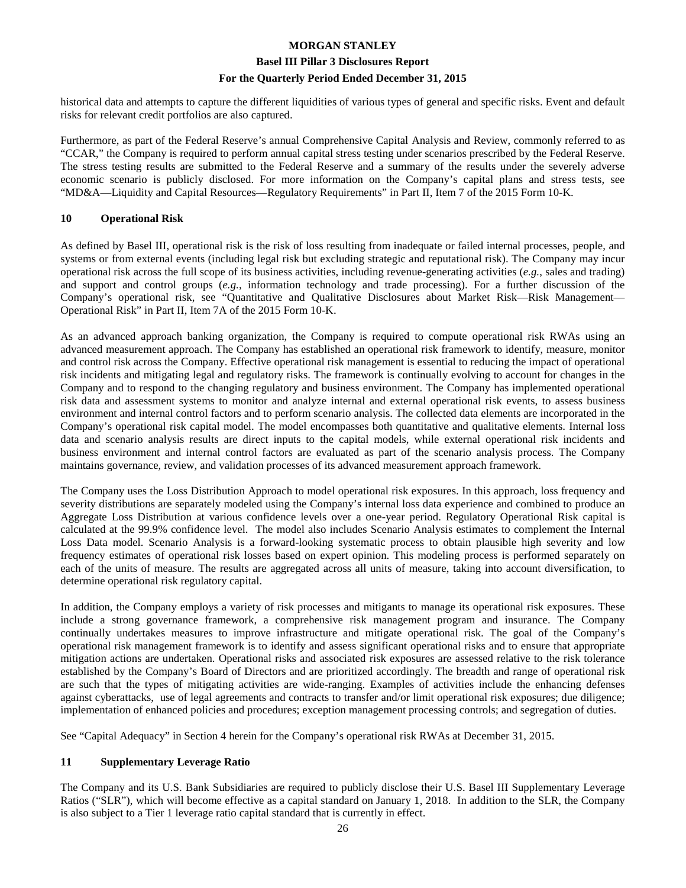historical data and attempts to capture the different liquidities of various types of general and specific risks. Event and default risks for relevant credit portfolios are also captured.

Furthermore, as part of the Federal Reserve's annual Comprehensive Capital Analysis and Review, commonly referred to as "CCAR," the Company is required to perform annual capital stress testing under scenarios prescribed by the Federal Reserve. The stress testing results are submitted to the Federal Reserve and a summary of the results under the severely adverse economic scenario is publicly disclosed. For more information on the Company's capital plans and stress tests, see "MD&A—Liquidity and Capital Resources—Regulatory Requirements" in Part II, Item 7 of the 2015 Form 10-K.

## 10 Operational Risk

As defined by Basel III, operational risk is the risk of loss resulting from inadequate or failed internal processes, people, and systems or from external events (including legal risk but excluding strategic and reputational risk). The Company may incur operational risk across the full scope of its business activities, including revenue-generating activities (*e.g.*, sales and trading) and support and control groups (*e.g.*, information technology and trade processing). For a further discussion of the Company's operational risk, see "Quantitative and Qualitative Disclosures about Market Risk—Risk Management—Operational Risk" in Part II, Item 7A of the 2015 Form 10-K.

As an advanced approach banking organization, the Company is required to compute operational risk RWAs using an advanced measurement approach. The Company has established an operational risk framework to identify, measure, monitor and control risk across the Company. Effective operational risk management is essential to reducing the impact of operational risk incidents and mitigating legal and regulatory risks. The framework is continually evolving to account for changes in the Company and to respond to the changing regulatory and business environment. The Company has implemented operational risk data and assessment systems to monitor and analyze internal and external operational risk events, to assess business environment and internal control factors and to perform scenario analysis. The collected data elements are incorporated in the Company's operational risk capital model. The model encompasses both quantitative and qualitative elements. Internal loss data and scenario analysis results are direct inputs to the capital models, while external operational risk incidents and business environment and internal control factors are evaluated as part of the scenario analysis process. The Company maintains governance, review, and validation processes of its advanced measurement approach framework.

The Company uses the Loss Distribution Approach to model operational risk exposures. In this approach, loss frequency and severity distributions are separately modeled using the Company's internal loss data experience and combined to produce an Aggregate Loss Distribution at various confidence levels over a one-year period. Regulatory Operational Risk capital is calculated at the 99.9% confidence level. The model also includes Scenario Analysis estimates to complement the Internal Loss Data model. Scenario Analysis is a forward-looking systematic process to obtain plausible high severity and low frequency estimates of operational risk losses based on expert opinion. This modeling process is performed separately on each of the units of measure. The results are aggregated across all units of measure, taking into account diversification, to determine operational risk regulatory capital.

In addition, the Company employs a variety of risk processes and mitigants to manage its operational risk exposures. These include a strong governance framework, a comprehensive risk management program and insurance. The Company continually undertakes measures to improve infrastructure and mitigate operational risk. The goal of the Company's operational risk management framework is to identify and assess significant operational risks and to ensure that appropriate mitigation actions are undertaken. Operational risks and associated risk exposures are assessed relative to the risk tolerance established by the Company's Board of Directors and are prioritized accordingly. The breadth and range of operational risk are such that the types of mitigating activities are wide-ranging. Examples of activities include the enhancing defenses against cyberattacks, use of legal agreements and contracts to transfer and/or limit operational risk exposures; due diligence; implementation of enhanced policies and procedures; exception management processing controls; and segregation of duties.

See "Capital Adequacy" in Section 4 herein for the Company's operational risk RWAs at December 31, 2015.

## 11 Supplementary Leverage Ratio

The Company and its U.S. Bank Subsidiaries are required to publicly disclose their U.S. Basel III Supplementary Leverage Ratios ("SLR"), which will become effective as a capital standard on January 1, 2018. In addition to the SLR, the Company is also subject to a Tier 1 leverage ratio capital standard that is currently in effect.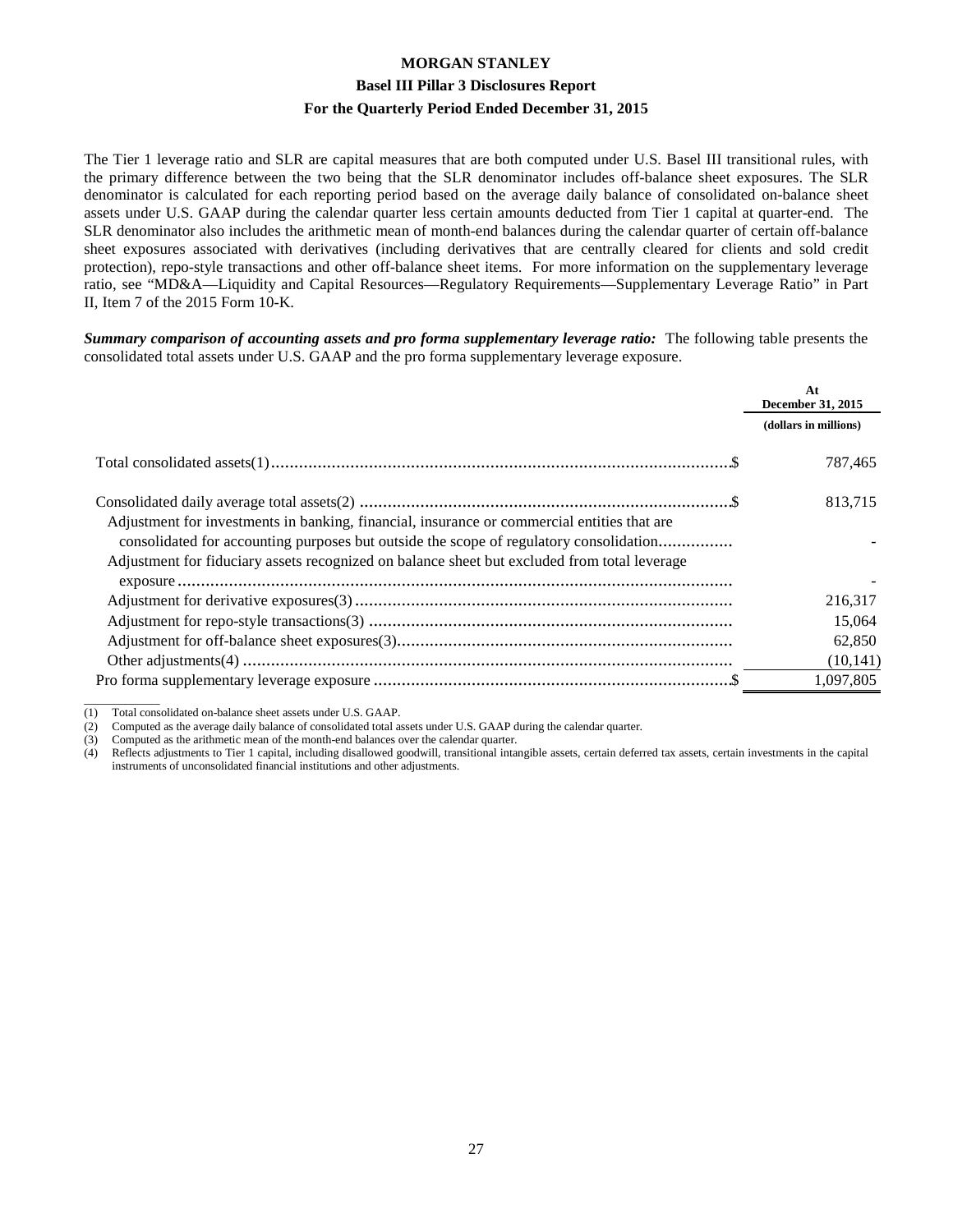The Tier 1 leverage ratio and SLR are capital measures that are both computed under U.S. Basel III transitional rules, with the primary difference between the two being that the SLR denominator includes off-balance sheet exposures. The SLR denominator is calculated for each reporting period based on the average daily balance of consolidated on-balance sheet assets under U.S. GAAP during the calendar quarter less certain amounts deducted from Tier 1 capital at quarter-end. The SLR denominator also includes the arithmetic mean of month-end balances during the calendar quarter of certain off-balance sheet exposures associated with derivatives (including derivatives that are centrally cleared for clients and sold credit protection), repo-style transactions and other off-balance sheet items. For more information on the supplementary leverage ratio, see "MD&A—Liquidity and Capital Resources—Regulatory Requirements—Supplementary Leverage Ratio" in Part II, Item 7 of the 2015 Form 10-K.

***Summary comparison of accounting assets and pro forma supplementary leverage ratio:*** The following table presents the consolidated total assets under U.S. GAAP and the pro forma supplementary leverage exposure.

| | At December 31, 2015 |
|---|---|
| | (dollars in millions) |
| Total consolidated assets(1) | $ 787,465 |
| Consolidated daily average total assets(2) | $ 813,715 |
| Adjustment for investments in banking, financial, insurance or commercial entities that are consolidated for accounting purposes but outside the scope of regulatory consolidation | - |
| Adjustment for fiduciary assets recognized on balance sheet but excluded from total leverage exposure | - |
| Adjustment for derivative exposures(3) | 216,317 |
| Adjustment for repo-style transactions(3) | 15,064 |
| Adjustment for off-balance sheet exposures(3) | 62,850 |
| Other adjustments(4) | (10,141) |
| Pro forma supplementary leverage exposure | $ 1,097,805 |

(1) Total consolidated on-balance sheet assets under U.S. GAAP.
(2) Computed as the average daily balance of consolidated total assets under U.S. GAAP during the calendar quarter.
(3) Computed as the arithmetic mean of the month-end balances over the calendar quarter.
(4) Reflects adjustments to Tier 1 capital, including disallowed goodwill, transitional intangible assets, certain deferred tax assets, certain investments in the capital instruments of unconsolidated financial institutions and other adjustments.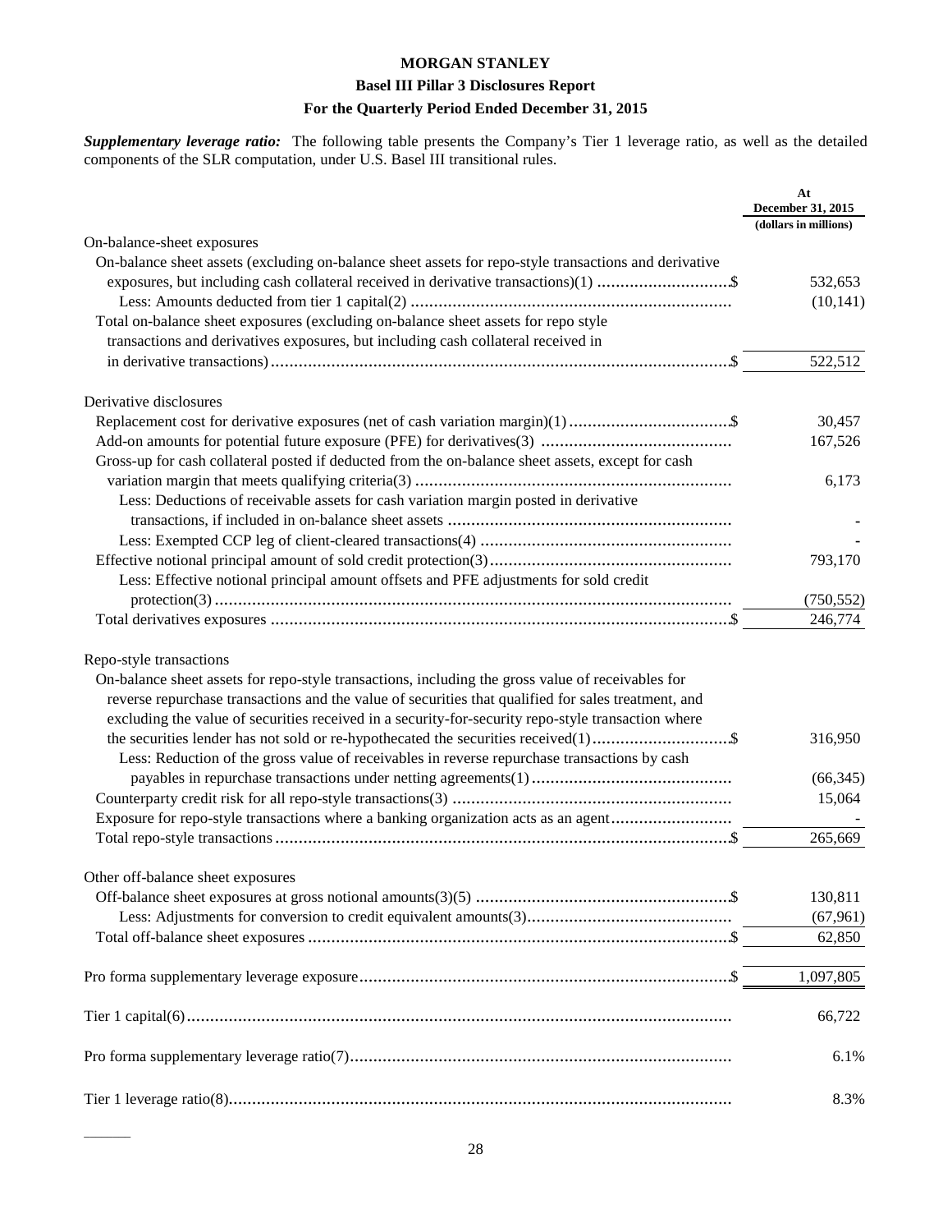**MORGAN STANLEY**

**Basel III Pillar 3 Disclosures Report**

**For the Quarterly Period Ended December 31, 2015**

***Supplementary leverage ratio:*** The following table presents the Company's Tier 1 leverage ratio, as well as the detailed components of the SLR computation, under U.S. Basel III transitional rules.

| | At December 31, 2015 (dollars in millions) |
|---|---|
| On-balance-sheet exposures | |
| On-balance sheet assets (excluding on-balance sheet assets for repo-style transactions and derivative exposures, but including cash collateral received in derivative transactions)(1) $ | 532,653 |
| Less: Amounts deducted from tier 1 capital(2) | (10,141) |
| Total on-balance sheet exposures (excluding on-balance sheet assets for repo style transactions and derivatives exposures, but including cash collateral received in in derivative transactions) $ | 522,512 |
| Derivative disclosures | |
| Replacement cost for derivative exposures (net of cash variation margin)(1) $ | 30,457 |
| Add-on amounts for potential future exposure (PFE) for derivatives(3) | 167,526 |
| Gross-up for cash collateral posted if deducted from the on-balance sheet assets, except for cash variation margin that meets qualifying criteria(3) | 6,173 |
| Less: Deductions of receivable assets for cash variation margin posted in derivative transactions, if included in on-balance sheet assets | - |
| Less: Exempted CCP leg of client-cleared transactions(4) | - |
| Effective notional principal amount of sold credit protection(3) | 793,170 |
| Less: Effective notional principal amount offsets and PFE adjustments for sold credit protection(3) | (750,552) |
| Total derivatives exposures $ | 246,774 |
| Repo-style transactions | |
| On-balance sheet assets for repo-style transactions, including the gross value of receivables for reverse repurchase transactions and the value of securities that qualified for sales treatment, and excluding the value of securities received in a security-for-security repo-style transaction where the securities lender has not sold or re-hypothecated the securities received(1) $ | 316,950 |
| Less: Reduction of the gross value of receivables in reverse repurchase transactions by cash payables in repurchase transactions under netting agreements(1) | (66,345) |
| Counterparty credit risk for all repo-style transactions(3) | 15,064 |
| Exposure for repo-style transactions where a banking organization acts as an agent | - |
| Total repo-style transactions $ | 265,669 |
| Other off-balance sheet exposures | |
| Off-balance sheet exposures at gross notional amounts(3)(5) $ | 130,811 |
| Less: Adjustments for conversion to credit equivalent amounts(3) | (67,961) |
| Total off-balance sheet exposures $ | 62,850 |
| Pro forma supplementary leverage exposure $ | 1,097,805 |
| Tier 1 capital(6) | 66,722 |
| Pro forma supplementary leverage ratio(7) | 6.1% |
| Tier 1 leverage ratio(8) | 8.3% |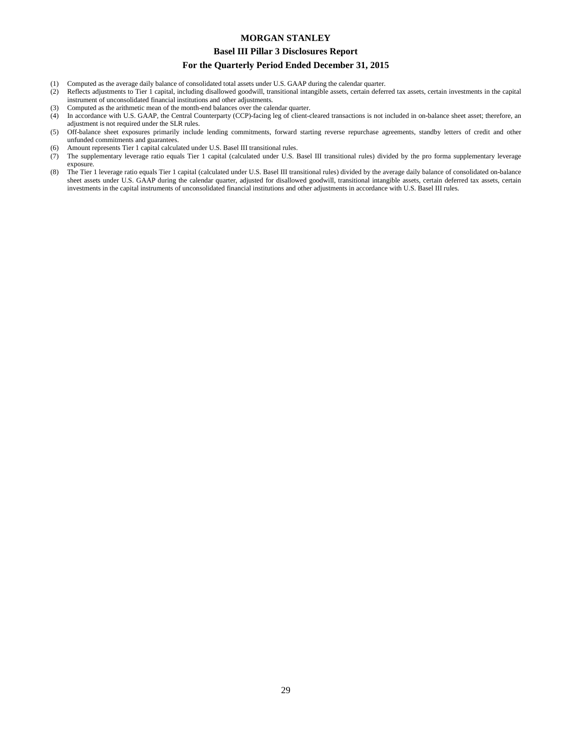1. Computed as the average daily balance of consolidated total assets under U.S. GAAP during the calendar quarter.
2. Reflects adjustments to Tier 1 capital, including disallowed goodwill, transitional intangible assets, certain deferred tax assets, certain investments in the capital instrument of unconsolidated financial institutions and other adjustments.
3. Computed as the arithmetic mean of the month-end balances over the calendar quarter.
4. In accordance with U.S. GAAP, the Central Counterparty (CCP)-facing leg of client-cleared transactions is not included in on-balance sheet asset; therefore, an adjustment is not required under the SLR rules.
5. Off-balance sheet exposures primarily include lending commitments, forward starting reverse repurchase agreements, standby letters of credit and other unfunded commitments and guarantees.
6. Amount represents Tier 1 capital calculated under U.S. Basel III transitional rules.
7. The supplementary leverage ratio equals Tier 1 capital (calculated under U.S. Basel III transitional rules) divided by the pro forma supplementary leverage exposure.
8. The Tier 1 leverage ratio equals Tier 1 capital (calculated under U.S. Basel III transitional rules) divided by the average daily balance of consolidated on-balance sheet assets under U.S. GAAP during the calendar quarter, adjusted for disallowed goodwill, transitional intangible assets, certain deferred tax assets, certain investments in the capital instruments of unconsolidated financial institutions and other adjustments in accordance with U.S. Basel III rules.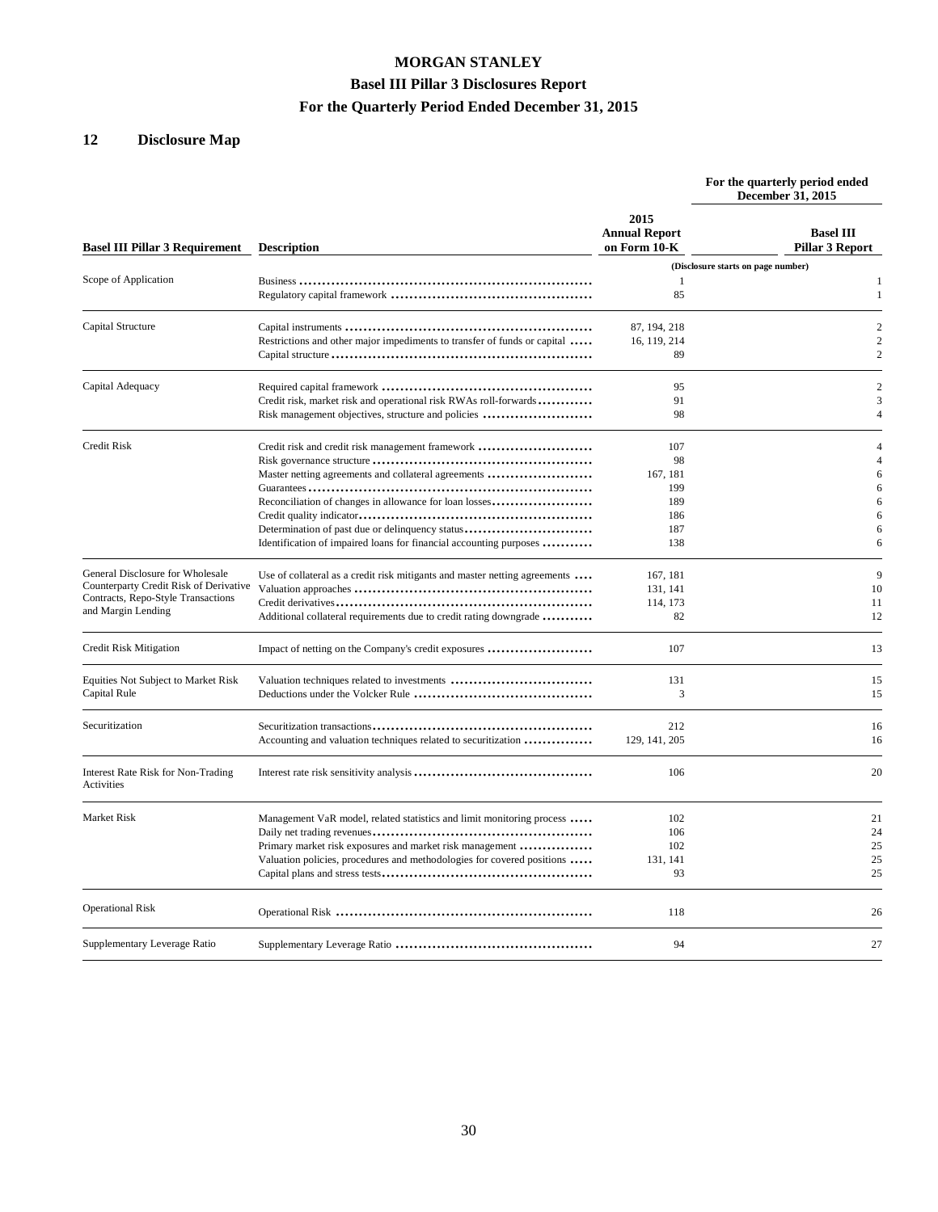# MORGAN STANLEY

## Basel III Pillar 3 Disclosures Report

## For the Quarterly Period Ended December 31, 2015

## 12 Disclosure Map

| | | | For the quarterly period ended December 31, 2015 |
|---|---|---|---|
| **Basel III Pillar 3 Requirement** | **Description** | **2015 Annual Report on Form 10-K** | **Basel III Pillar 3 Report** |
| | | (Disclosure starts on page number) | |
| Scope of Application | Business | 1 | 1 |
| | Regulatory capital framework | 85 | 1 |
| Capital Structure | Capital instruments | 87, 194, 218 | 2 |
| | Restrictions and other major impediments to transfer of funds or capital | 16, 119, 214 | 2 |
| | Capital structure | 89 | 2 |
| Capital Adequacy | Required capital framework | 95 | 2 |
| | Credit risk, market risk and operational risk RWAs roll-forwards | 91 | 3 |
| | Risk management objectives, structure and policies | 98 | 4 |
| Credit Risk | Credit risk and credit risk management framework | 107 | 4 |
| | Risk governance structure | 98 | 4 |
| | Master netting agreements and collateral agreements | 167, 181 | 6 |
| | Guarantees | 199 | 6 |
| | Reconciliation of changes in allowance for loan losses | 189 | 6 |
| | Credit quality indicator | 186 | 6 |
| | Determination of past due or delinquency status | 187 | 6 |
| | Identification of impaired loans for financial accounting purposes | 138 | 6 |
| General Disclosure for Wholesale Counterparty Credit Risk of Derivative Contracts, Repo-Style Transactions and Margin Lending | Use of collateral as a credit risk mitigants and master netting agreements | 167, 181 | 9 |
| | Valuation approaches | 131, 141 | 10 |
| | Credit derivatives | 114, 173 | 11 |
| | Additional collateral requirements due to credit rating downgrade | 82 | 12 |
| Credit Risk Mitigation | Impact of netting on the Company's credit exposures | 107 | 13 |
| Equities Not Subject to Market Risk Capital Rule | Valuation techniques related to investments | 131 | 15 |
| | Deductions under the Volcker Rule | 3 | 15 |
| Securitization | Securitization transactions | 212 | 16 |
| | Accounting and valuation techniques related to securitization | 129, 141, 205 | 16 |
| Interest Rate Risk for Non-Trading Activities | Interest rate risk sensitivity analysis | 106 | 20 |
| Market Risk | Management VaR model, related statistics and limit monitoring process | 102 | 21 |
| | Daily net trading revenues | 106 | 24 |
| | Primary market risk exposures and market risk management | 102 | 25 |
| | Valuation policies, procedures and methodologies for covered positions | 131, 141 | 25 |
| | Capital plans and stress tests | 93 | 25 |
| Operational Risk | Operational Risk | 118 | 26 |
| Supplementary Leverage Ratio | Supplementary Leverage Ratio | 94 | 27 |